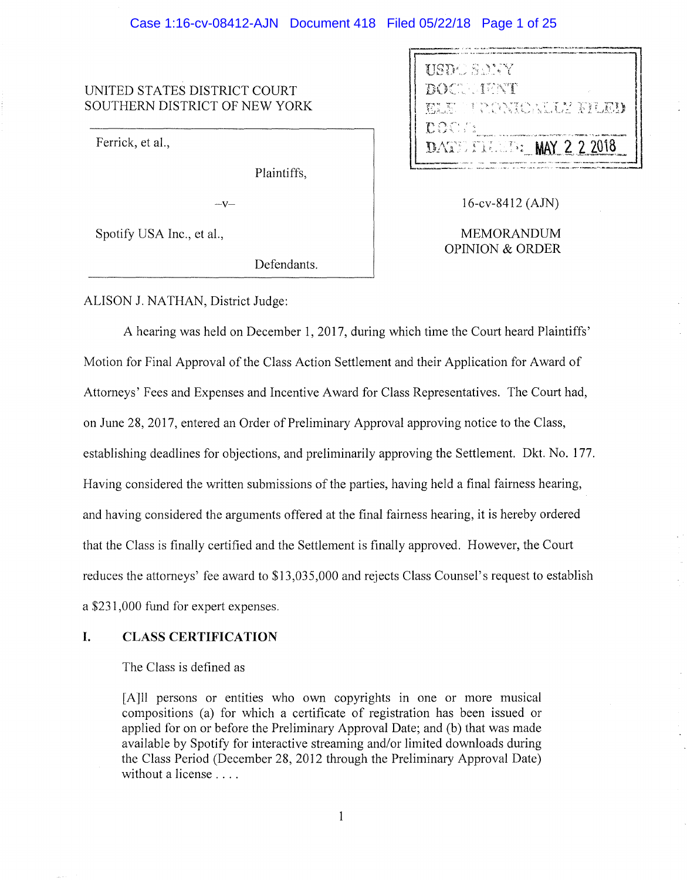UNITED STATES DISTRICT COURT
SOUTHERN DISTRICT OF NEW YORK

USDC SDNY
DOCUMENT
ELECTRONICALLY FILED
DOC #:
DATE FILED: MAY 22 2018

Ferrick, et al.,

Plaintiffs,

–v–

Spotify USA Inc., et al.,

Defendants.

16-cv-8412 (AJN)

MEMORANDUM
OPINION & ORDER

ALISON J. NATHAN, District Judge:

A hearing was held on December 1, 2017, during which time the Court heard Plaintiffs' Motion for Final Approval of the Class Action Settlement and their Application for Award of Attorneys' Fees and Expenses and Incentive Award for Class Representatives. The Court had, on June 28, 2017, entered an Order of Preliminary Approval approving notice to the Class, establishing deadlines for objections, and preliminarily approving the Settlement. Dkt. No. 177. Having considered the written submissions of the parties, having held a final fairness hearing, and having considered the arguments offered at the final fairness hearing, it is hereby ordered that the Class is finally certified and the Settlement is finally approved. However, the Court reduces the attorneys' fee award to $13,035,000 and rejects Class Counsel's request to establish a $231,000 fund for expert expenses.

## I. CLASS CERTIFICATION

The Class is defined as

> [A]ll persons or entities who own copyrights in one or more musical compositions (a) for which a certificate of registration has been issued or applied for on or before the Preliminary Approval Date; and (b) that was made available by Spotify for interactive streaming and/or limited downloads during the Class Period (December 28, 2012 through the Preliminary Approval Date) without a license . . . .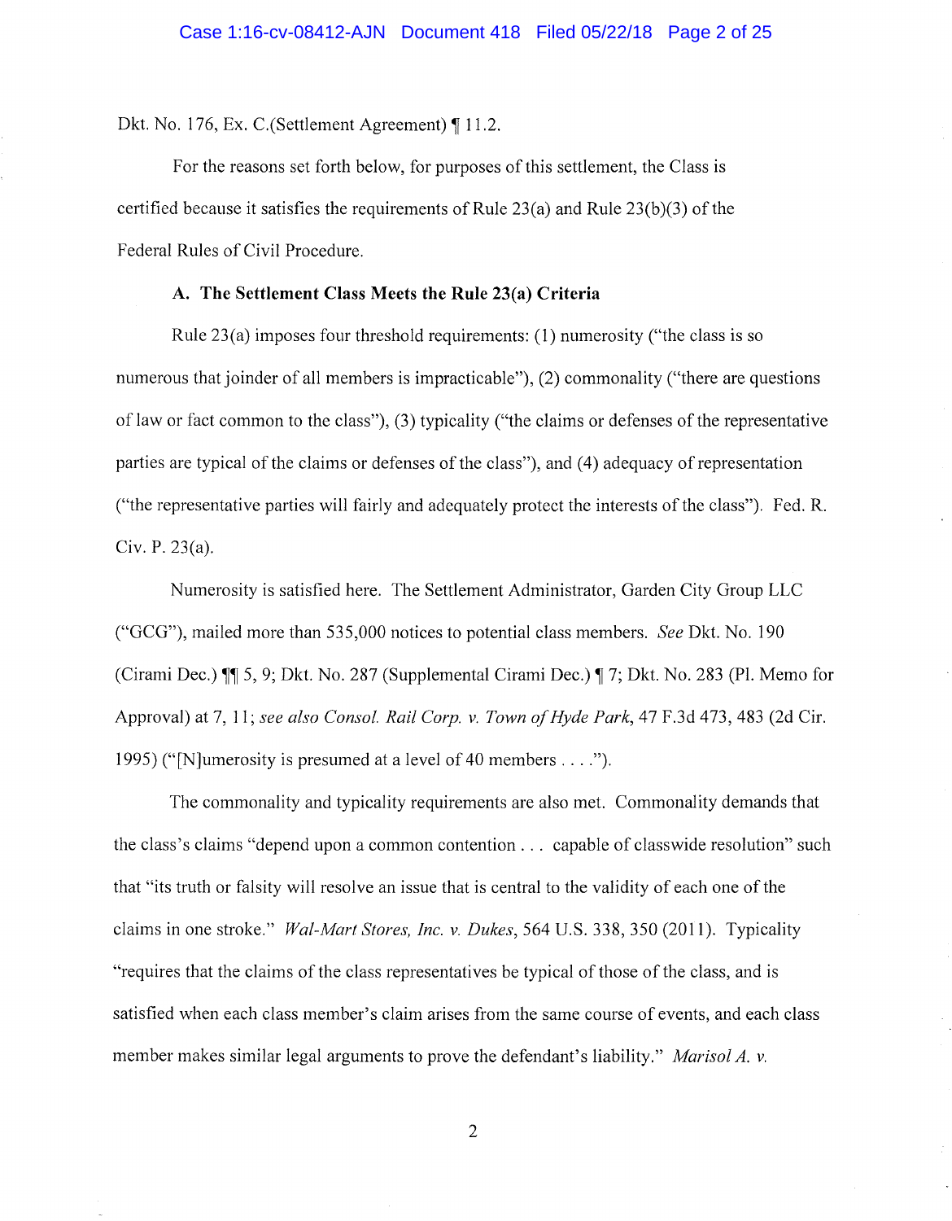Dkt. No. 176, Ex. C.(Settlement Agreement) ¶ 11.2.

For the reasons set forth below, for purposes of this settlement, the Class is certified because it satisfies the requirements of Rule 23(a) and Rule 23(b)(3) of the Federal Rules of Civil Procedure.

**A. The Settlement Class Meets the Rule 23(a) Criteria**

Rule 23(a) imposes four threshold requirements: (1) numerosity ("the class is so numerous that joinder of all members is impracticable"), (2) commonality ("there are questions of law or fact common to the class"), (3) typicality ("the claims or defenses of the representative parties are typical of the claims or defenses of the class"), and (4) adequacy of representation ("the representative parties will fairly and adequately protect the interests of the class"). Fed. R. Civ. P. 23(a).

Numerosity is satisfied here. The Settlement Administrator, Garden City Group LLC ("GCG"), mailed more than 535,000 notices to potential class members. *See* Dkt. No. 190 (Cirami Dec.) ¶¶ 5, 9; Dkt. No. 287 (Supplemental Cirami Dec.) ¶ 7; Dkt. No. 283 (Pl. Memo for Approval) at 7, 11; *see also Consol. Rail Corp. v. Town of Hyde Park*, 47 F.3d 473, 483 (2d Cir. 1995) ("[N]umerosity is presumed at a level of 40 members . . . .").

The commonality and typicality requirements are also met. Commonality demands that the class's claims "depend upon a common contention . . . capable of classwide resolution" such that "its truth or falsity will resolve an issue that is central to the validity of each one of the claims in one stroke." *Wal-Mart Stores, Inc. v. Dukes*, 564 U.S. 338, 350 (2011). Typicality "requires that the claims of the class representatives be typical of those of the class, and is satisfied when each class member's claim arises from the same course of events, and each class member makes similar legal arguments to prove the defendant's liability." *Marisol A. v.*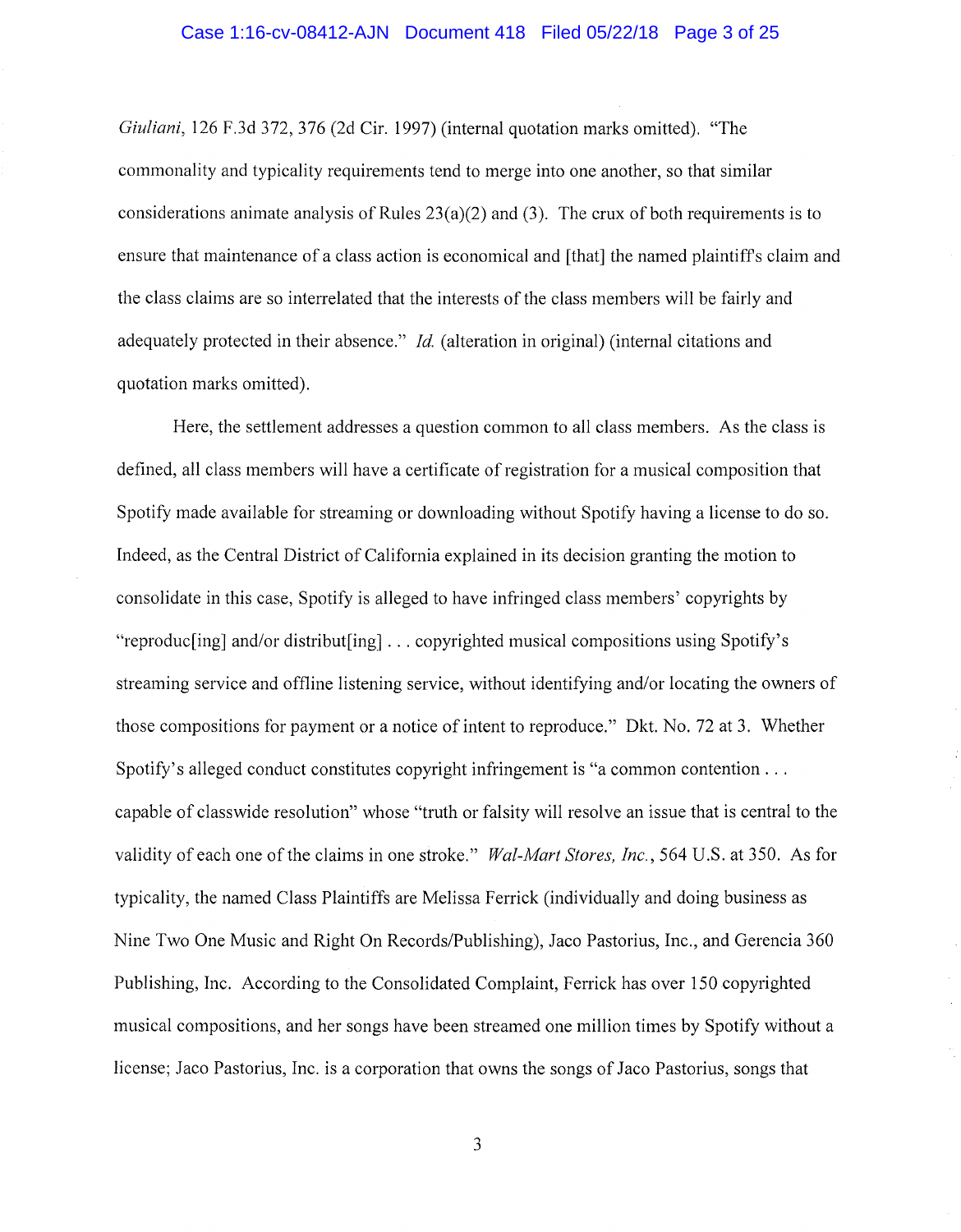*Giuliani*, 126 F.3d 372, 376 (2d Cir. 1997) (internal quotation marks omitted). "The commonality and typicality requirements tend to merge into one another, so that similar considerations animate analysis of Rules 23(a)(2) and (3). The crux of both requirements is to ensure that maintenance of a class action is economical and [that] the named plaintiff's claim and the class claims are so interrelated that the interests of the class members will be fairly and adequately protected in their absence." *Id.* (alteration in original) (internal citations and quotation marks omitted).

Here, the settlement addresses a question common to all class members. As the class is defined, all class members will have a certificate of registration for a musical composition that Spotify made available for streaming or downloading without Spotify having a license to do so. Indeed, as the Central District of California explained in its decision granting the motion to consolidate in this case, Spotify is alleged to have infringed class members' copyrights by "reproduc[ing] and/or distribut[ing] . . . copyrighted musical compositions using Spotify's streaming service and offline listening service, without identifying and/or locating the owners of those compositions for payment or a notice of intent to reproduce." Dkt. No. 72 at 3. Whether Spotify's alleged conduct constitutes copyright infringement is "a common contention . . . capable of classwide resolution" whose "truth or falsity will resolve an issue that is central to the validity of each one of the claims in one stroke." *Wal-Mart Stores, Inc.*, 564 U.S. at 350. As for typicality, the named Class Plaintiffs are Melissa Ferrick (individually and doing business as Nine Two One Music and Right On Records/Publishing), Jaco Pastorius, Inc., and Gerencia 360 Publishing, Inc. According to the Consolidated Complaint, Ferrick has over 150 copyrighted musical compositions, and her songs have been streamed one million times by Spotify without a license; Jaco Pastorius, Inc. is a corporation that owns the songs of Jaco Pastorius, songs that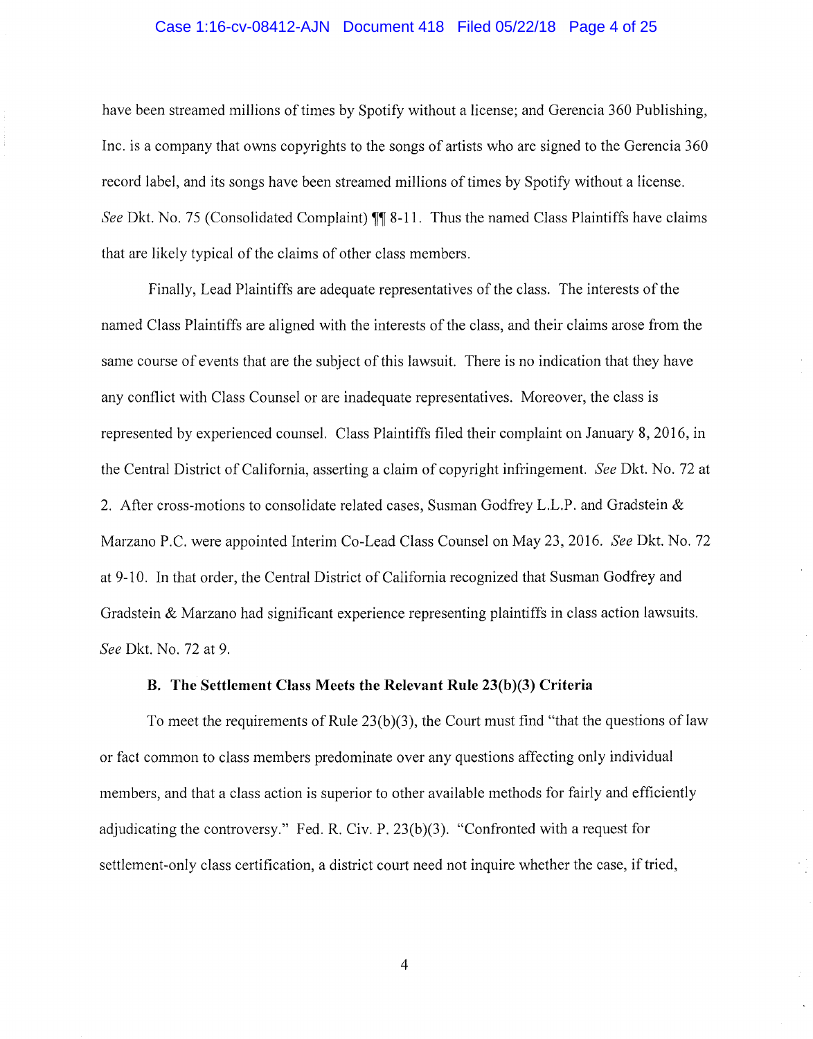have been streamed millions of times by Spotify without a license; and Gerencia 360 Publishing, Inc. is a company that owns copyrights to the songs of artists who are signed to the Gerencia 360 record label, and its songs have been streamed millions of times by Spotify without a license. *See* Dkt. No. 75 (Consolidated Complaint) ¶¶ 8-11. Thus the named Class Plaintiffs have claims that are likely typical of the claims of other class members.

Finally, Lead Plaintiffs are adequate representatives of the class. The interests of the named Class Plaintiffs are aligned with the interests of the class, and their claims arose from the same course of events that are the subject of this lawsuit. There is no indication that they have any conflict with Class Counsel or are inadequate representatives. Moreover, the class is represented by experienced counsel. Class Plaintiffs filed their complaint on January 8, 2016, in the Central District of California, asserting a claim of copyright infringement. *See* Dkt. No. 72 at 2. After cross-motions to consolidate related cases, Susman Godfrey L.L.P. and Gradstein & Marzano P.C. were appointed Interim Co-Lead Class Counsel on May 23, 2016. *See* Dkt. No. 72 at 9-10. In that order, the Central District of California recognized that Susman Godfrey and Gradstein & Marzano had significant experience representing plaintiffs in class action lawsuits. *See* Dkt. No. 72 at 9.

**B. The Settlement Class Meets the Relevant Rule 23(b)(3) Criteria**

To meet the requirements of Rule 23(b)(3), the Court must find "that the questions of law or fact common to class members predominate over any questions affecting only individual members, and that a class action is superior to other available methods for fairly and efficiently adjudicating the controversy." Fed. R. Civ. P. 23(b)(3). "Confronted with a request for settlement-only class certification, a district court need not inquire whether the case, if tried,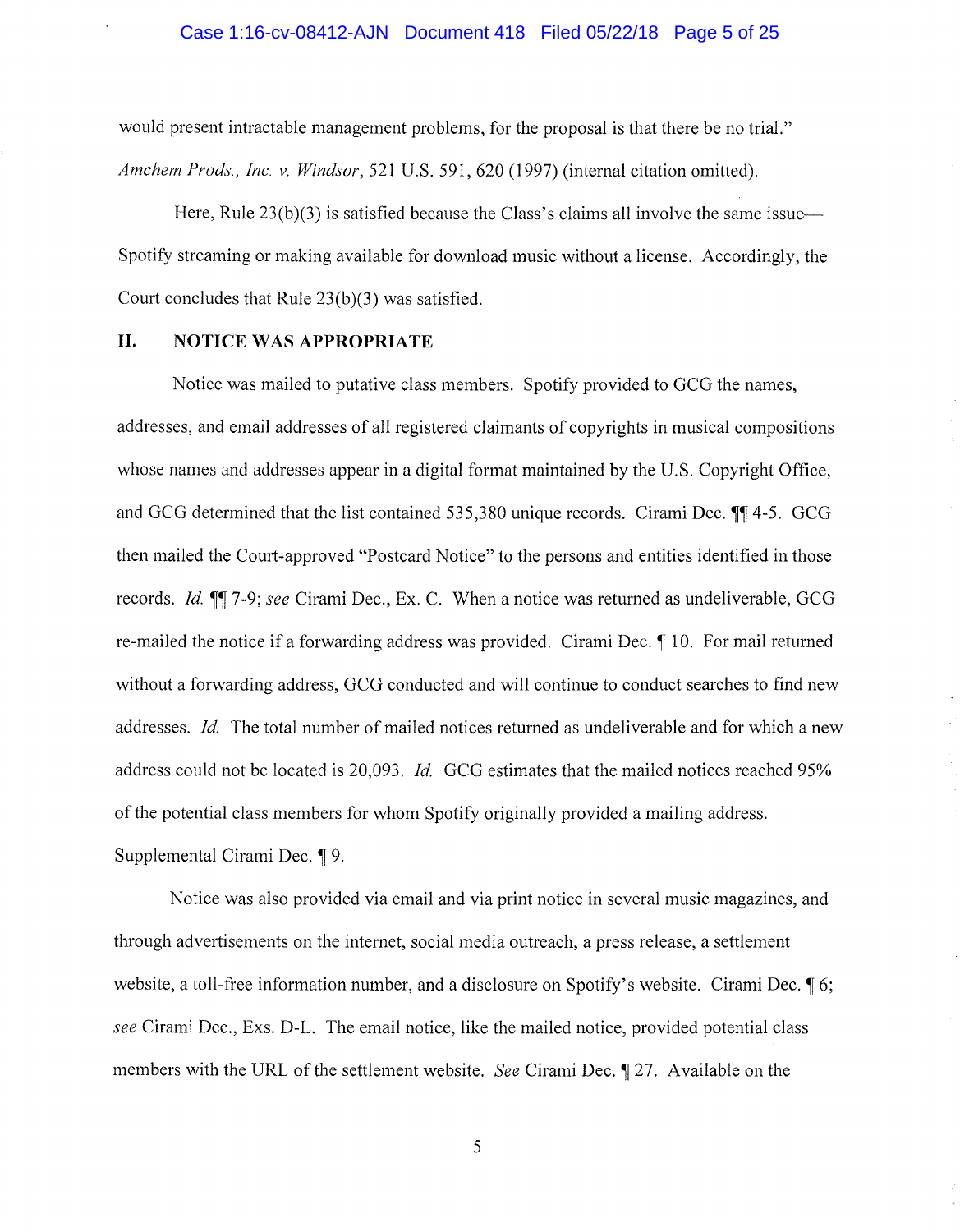would present intractable management problems, for the proposal is that there be no trial." *Amchem Prods., Inc. v. Windsor*, 521 U.S. 591, 620 (1997) (internal citation omitted).

Here, Rule 23(b)(3) is satisfied because the Class's claims all involve the same issue—Spotify streaming or making available for download music without a license. Accordingly, the Court concludes that Rule 23(b)(3) was satisfied.

## II. NOTICE WAS APPROPRIATE

Notice was mailed to putative class members. Spotify provided to GCG the names, addresses, and email addresses of all registered claimants of copyrights in musical compositions whose names and addresses appear in a digital format maintained by the U.S. Copyright Office, and GCG determined that the list contained 535,380 unique records. Cirami Dec. ¶¶ 4-5. GCG then mailed the Court-approved "Postcard Notice" to the persons and entities identified in those records. *Id.* ¶¶ 7-9; *see* Cirami Dec., Ex. C. When a notice was returned as undeliverable, GCG re-mailed the notice if a forwarding address was provided. Cirami Dec. ¶ 10. For mail returned without a forwarding address, GCG conducted and will continue to conduct searches to find new addresses. *Id.* The total number of mailed notices returned as undeliverable and for which a new address could not be located is 20,093. *Id.* GCG estimates that the mailed notices reached 95% of the potential class members for whom Spotify originally provided a mailing address. Supplemental Cirami Dec. ¶ 9.

Notice was also provided via email and via print notice in several music magazines, and through advertisements on the internet, social media outreach, a press release, a settlement website, a toll-free information number, and a disclosure on Spotify's website. Cirami Dec. ¶ 6; *see* Cirami Dec., Exs. D-L. The email notice, like the mailed notice, provided potential class members with the URL of the settlement website. *See* Cirami Dec. ¶ 27. Available on the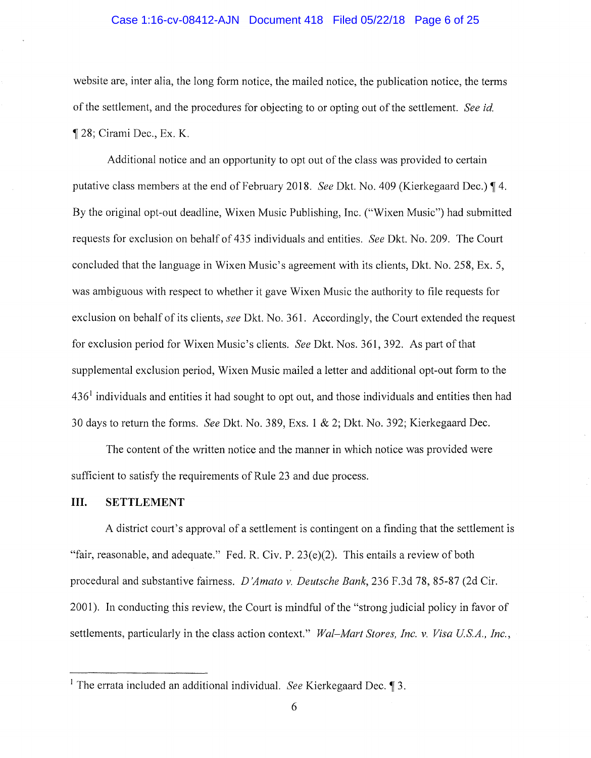website are, inter alia, the long form notice, the mailed notice, the publication notice, the terms of the settlement, and the procedures for objecting to or opting out of the settlement. *See id.* ¶ 28; Cirami Dec., Ex. K.

Additional notice and an opportunity to opt out of the class was provided to certain putative class members at the end of February 2018. *See* Dkt. No. 409 (Kierkegaard Dec.) ¶ 4. By the original opt-out deadline, Wixen Music Publishing, Inc. ("Wixen Music") had submitted requests for exclusion on behalf of 435 individuals and entities. *See* Dkt. No. 209. The Court concluded that the language in Wixen Music's agreement with its clients, Dkt. No. 258, Ex. 5, was ambiguous with respect to whether it gave Wixen Music the authority to file requests for exclusion on behalf of its clients, *see* Dkt. No. 361. Accordingly, the Court extended the request for exclusion period for Wixen Music's clients. *See* Dkt. Nos. 361, 392. As part of that supplemental exclusion period, Wixen Music mailed a letter and additional opt-out form to the 436[1] individuals and entities it had sought to opt out, and those individuals and entities then had 30 days to return the forms. *See* Dkt. No. 389, Exs. 1 & 2; Dkt. No. 392; Kierkegaard Dec.

The content of the written notice and the manner in which notice was provided were sufficient to satisfy the requirements of Rule 23 and due process.

## III. SETTLEMENT

A district court's approval of a settlement is contingent on a finding that the settlement is "fair, reasonable, and adequate." Fed. R. Civ. P. 23(e)(2). This entails a review of both procedural and substantive fairness. *D'Amato v. Deutsche Bank*, 236 F.3d 78, 85-87 (2d Cir. 2001). In conducting this review, the Court is mindful of the "strong judicial policy in favor of settlements, particularly in the class action context." *Wal–Mart Stores, Inc. v. Visa U.S.A., Inc.*,

---

[1] The errata included an additional individual. *See* Kierkegaard Dec. ¶ 3.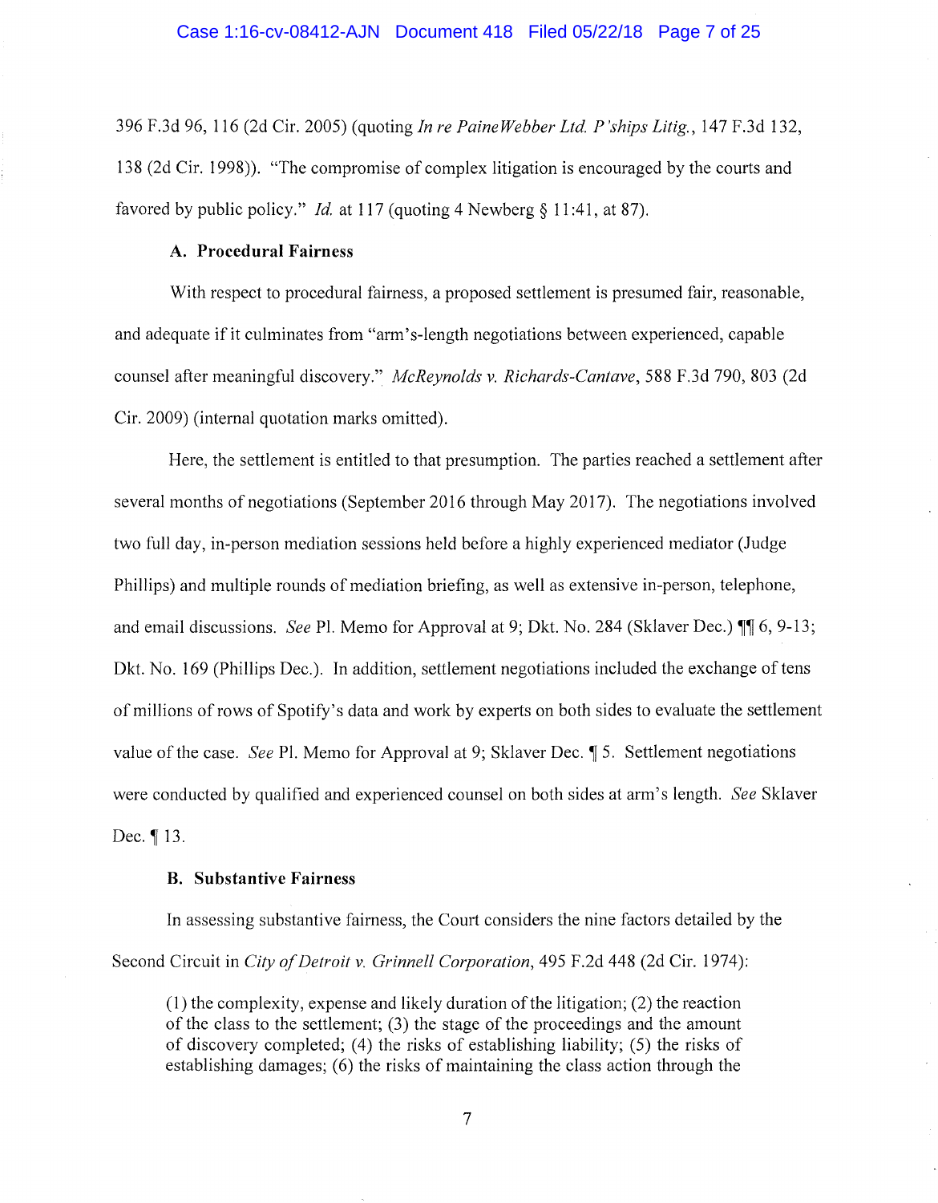396 F.3d 96, 116 (2d Cir. 2005) (quoting *In re PaineWebber Ltd. P'ships Litig.*, 147 F.3d 132, 138 (2d Cir. 1998)). "The compromise of complex litigation is encouraged by the courts and favored by public policy." *Id.* at 117 (quoting 4 Newberg § 11:41, at 87).

### A. Procedural Fairness

With respect to procedural fairness, a proposed settlement is presumed fair, reasonable, and adequate if it culminates from "arm's-length negotiations between experienced, capable counsel after meaningful discovery." *McReynolds v. Richards-Cantave*, 588 F.3d 790, 803 (2d Cir. 2009) (internal quotation marks omitted).

Here, the settlement is entitled to that presumption. The parties reached a settlement after several months of negotiations (September 2016 through May 2017). The negotiations involved two full day, in-person mediation sessions held before a highly experienced mediator (Judge Phillips) and multiple rounds of mediation briefing, as well as extensive in-person, telephone, and email discussions. *See* Pl. Memo for Approval at 9; Dkt. No. 284 (Sklaver Dec.) ¶¶ 6, 9-13; Dkt. No. 169 (Phillips Dec.). In addition, settlement negotiations included the exchange of tens of millions of rows of Spotify's data and work by experts on both sides to evaluate the settlement value of the case. *See* Pl. Memo for Approval at 9; Sklaver Dec. ¶ 5. Settlement negotiations were conducted by qualified and experienced counsel on both sides at arm's length. *See* Sklaver Dec. ¶ 13.

### B. Substantive Fairness

In assessing substantive fairness, the Court considers the nine factors detailed by the Second Circuit in *City of Detroit v. Grinnell Corporation*, 495 F.2d 448 (2d Cir. 1974):

> (1) the complexity, expense and likely duration of the litigation; (2) the reaction of the class to the settlement; (3) the stage of the proceedings and the amount of discovery completed; (4) the risks of establishing liability; (5) the risks of establishing damages; (6) the risks of maintaining the class action through the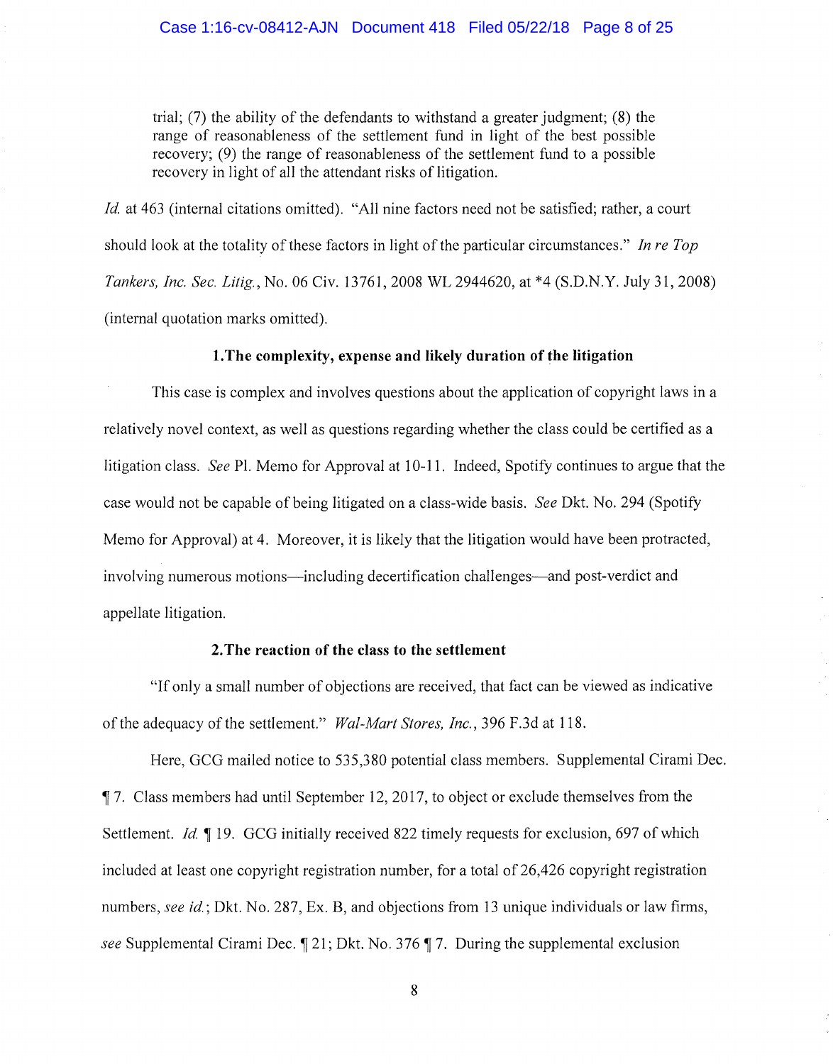trial; (7) the ability of the defendants to withstand a greater judgment; (8) the range of reasonableness of the settlement fund in light of the best possible recovery; (9) the range of reasonableness of the settlement fund to a possible recovery in light of all the attendant risks of litigation.

*Id.* at 463 (internal citations omitted). "All nine factors need not be satisfied; rather, a court should look at the totality of these factors in light of the particular circumstances." *In re Top Tankers, Inc. Sec. Litig.*, No. 06 Civ. 13761, 2008 WL 2944620, at *4 (S.D.N.Y. July 31, 2008) (internal quotation marks omitted).

**1. The complexity, expense and likely duration of the litigation**

This case is complex and involves questions about the application of copyright laws in a relatively novel context, as well as questions regarding whether the class could be certified as a litigation class. *See* Pl. Memo for Approval at 10-11. Indeed, Spotify continues to argue that the case would not be capable of being litigated on a class-wide basis. *See* Dkt. No. 294 (Spotify Memo for Approval) at 4. Moreover, it is likely that the litigation would have been protracted, involving numerous motions—including decertification challenges—and post-verdict and appellate litigation.

**2. The reaction of the class to the settlement**

"If only a small number of objections are received, that fact can be viewed as indicative of the adequacy of the settlement." *Wal-Mart Stores, Inc.*, 396 F.3d at 118.

Here, GCG mailed notice to 535,380 potential class members. Supplemental Cirami Dec. ¶ 7. Class members had until September 12, 2017, to object or exclude themselves from the Settlement. *Id.* ¶ 19. GCG initially received 822 timely requests for exclusion, 697 of which included at least one copyright registration number, for a total of 26,426 copyright registration numbers, *see id.*; Dkt. No. 287, Ex. B, and objections from 13 unique individuals or law firms, *see* Supplemental Cirami Dec. ¶ 21; Dkt. No. 376 ¶ 7. During the supplemental exclusion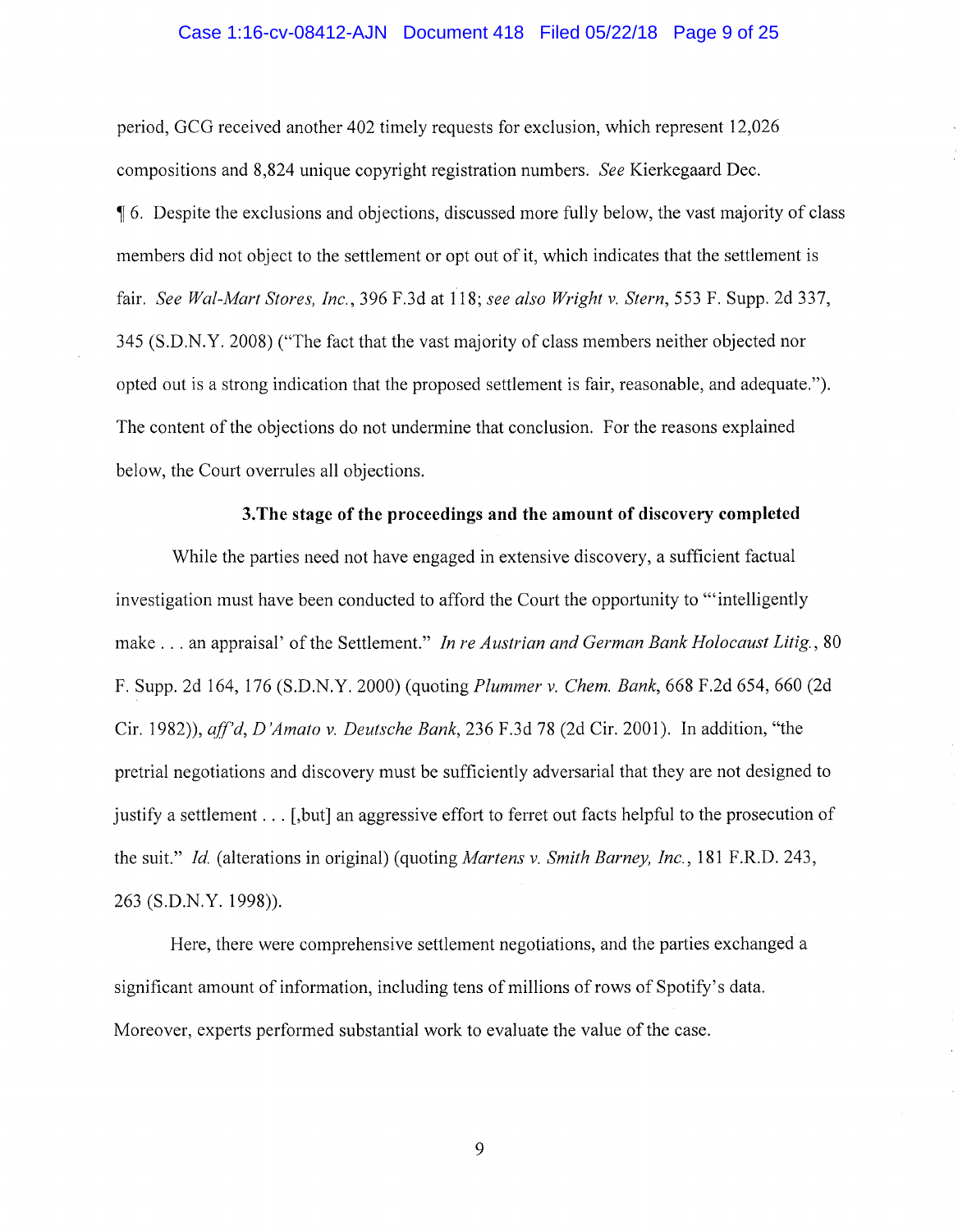period, GCG received another 402 timely requests for exclusion, which represent 12,026 compositions and 8,824 unique copyright registration numbers. *See* Kierkegaard Dec. ¶ 6. Despite the exclusions and objections, discussed more fully below, the vast majority of class members did not object to the settlement or opt out of it, which indicates that the settlement is fair. *See Wal-Mart Stores, Inc.*, 396 F.3d at 118; *see also Wright v. Stern*, 553 F. Supp. 2d 337, 345 (S.D.N.Y. 2008) ("The fact that the vast majority of class members neither objected nor opted out is a strong indication that the proposed settlement is fair, reasonable, and adequate."). The content of the objections do not undermine that conclusion. For the reasons explained below, the Court overrules all objections.

**3.The stage of the proceedings and the amount of discovery completed**

While the parties need not have engaged in extensive discovery, a sufficient factual investigation must have been conducted to afford the Court the opportunity to "'intelligently make . . . an appraisal' of the Settlement." *In re Austrian and German Bank Holocaust Litig.*, 80 F. Supp. 2d 164, 176 (S.D.N.Y. 2000) (quoting *Plummer v. Chem. Bank*, 668 F.2d 654, 660 (2d Cir. 1982)), *aff'd*, *D'Amato v. Deutsche Bank*, 236 F.3d 78 (2d Cir. 2001). In addition, "the pretrial negotiations and discovery must be sufficiently adversarial that they are not designed to justify a settlement . . . [,but] an aggressive effort to ferret out facts helpful to the prosecution of the suit." *Id.* (alterations in original) (quoting *Martens v. Smith Barney, Inc.*, 181 F.R.D. 243, 263 (S.D.N.Y. 1998)).

Here, there were comprehensive settlement negotiations, and the parties exchanged a significant amount of information, including tens of millions of rows of Spotify's data. Moreover, experts performed substantial work to evaluate the value of the case.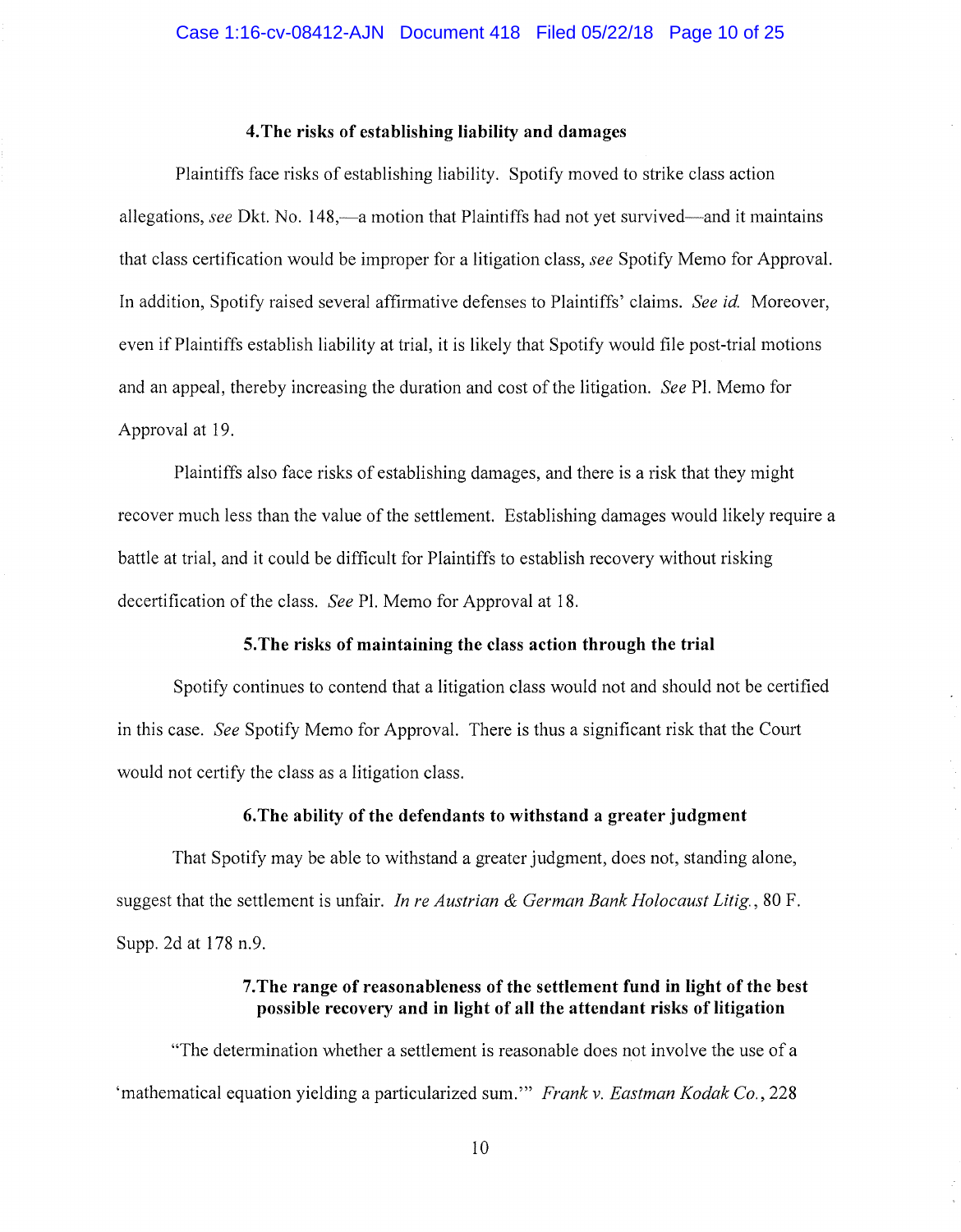#### 4. The risks of establishing liability and damages

Plaintiffs face risks of establishing liability. Spotify moved to strike class action allegations, *see* Dkt. No. 148,—a motion that Plaintiffs had not yet survived—and it maintains that class certification would be improper for a litigation class, *see* Spotify Memo for Approval. In addition, Spotify raised several affirmative defenses to Plaintiffs' claims. *See id.* Moreover, even if Plaintiffs establish liability at trial, it is likely that Spotify would file post-trial motions and an appeal, thereby increasing the duration and cost of the litigation. *See* Pl. Memo for Approval at 19.

Plaintiffs also face risks of establishing damages, and there is a risk that they might recover much less than the value of the settlement. Establishing damages would likely require a battle at trial, and it could be difficult for Plaintiffs to establish recovery without risking decertification of the class. *See* Pl. Memo for Approval at 18.

#### 5. The risks of maintaining the class action through the trial

Spotify continues to contend that a litigation class would not and should not be certified in this case. *See* Spotify Memo for Approval. There is thus a significant risk that the Court would not certify the class as a litigation class.

#### 6. The ability of the defendants to withstand a greater judgment

That Spotify may be able to withstand a greater judgment, does not, standing alone, suggest that the settlement is unfair. *In re Austrian & German Bank Holocaust Litig.*, 80 F. Supp. 2d at 178 n.9.

#### 7. The range of reasonableness of the settlement fund in light of the best possible recovery and in light of all the attendant risks of litigation

"The determination whether a settlement is reasonable does not involve the use of a 'mathematical equation yielding a particularized sum.'" *Frank v. Eastman Kodak Co.*, 228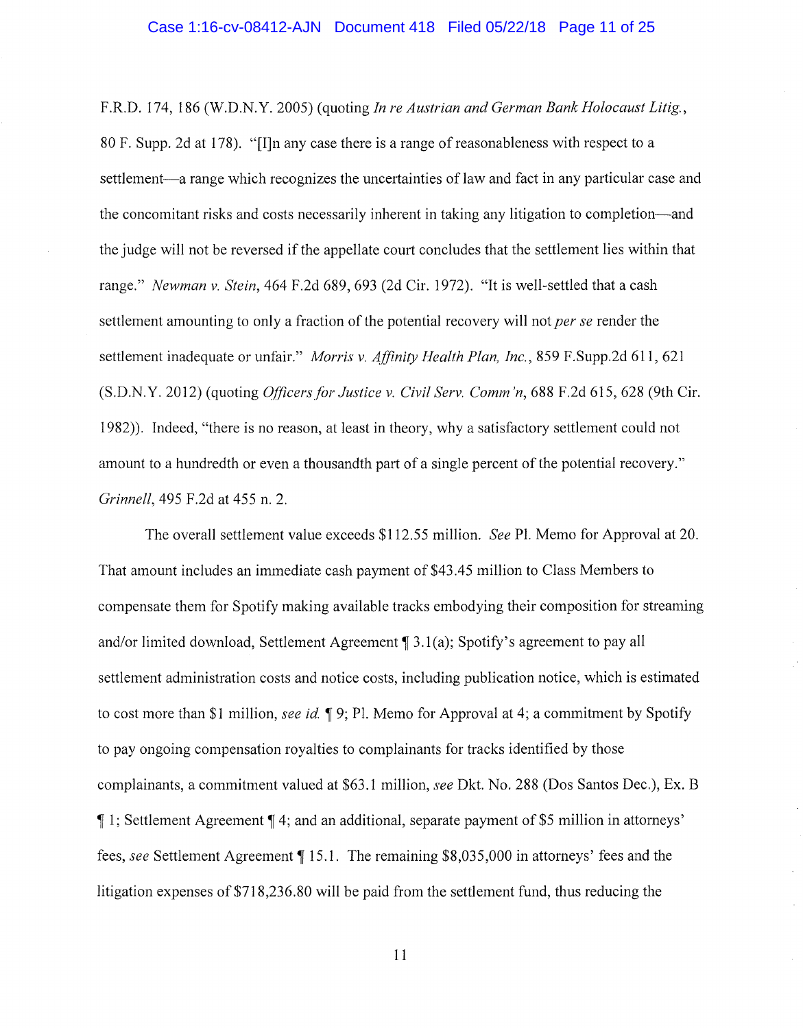F.R.D. 174, 186 (W.D.N.Y. 2005) (quoting *In re Austrian and German Bank Holocaust Litig.*, 80 F. Supp. 2d at 178). "[I]n any case there is a range of reasonableness with respect to a settlement—a range which recognizes the uncertainties of law and fact in any particular case and the concomitant risks and costs necessarily inherent in taking any litigation to completion—and the judge will not be reversed if the appellate court concludes that the settlement lies within that range." *Newman v. Stein*, 464 F.2d 689, 693 (2d Cir. 1972). "It is well-settled that a cash settlement amounting to only a fraction of the potential recovery will not *per se* render the settlement inadequate or unfair." *Morris v. Affinity Health Plan, Inc.*, 859 F.Supp.2d 611, 621 (S.D.N.Y. 2012) (quoting *Officers for Justice v. Civil Serv. Comm'n*, 688 F.2d 615, 628 (9th Cir. 1982)). Indeed, "there is no reason, at least in theory, why a satisfactory settlement could not amount to a hundredth or even a thousandth part of a single percent of the potential recovery." *Grinnell*, 495 F.2d at 455 n. 2.

The overall settlement value exceeds $112.55 million. *See* Pl. Memo for Approval at 20. That amount includes an immediate cash payment of $43.45 million to Class Members to compensate them for Spotify making available tracks embodying their composition for streaming and/or limited download, Settlement Agreement ¶ 3.1(a); Spotify's agreement to pay all settlement administration costs and notice costs, including publication notice, which is estimated to cost more than $1 million, *see id.* ¶ 9; Pl. Memo for Approval at 4; a commitment by Spotify to pay ongoing compensation royalties to complainants for tracks identified by those complainants, a commitment valued at $63.1 million, *see* Dkt. No. 288 (Dos Santos Dec.), Ex. B ¶ 1; Settlement Agreement ¶ 4; and an additional, separate payment of $5 million in attorneys' fees, *see* Settlement Agreement ¶ 15.1. The remaining $8,035,000 in attorneys' fees and the litigation expenses of $718,236.80 will be paid from the settlement fund, thus reducing the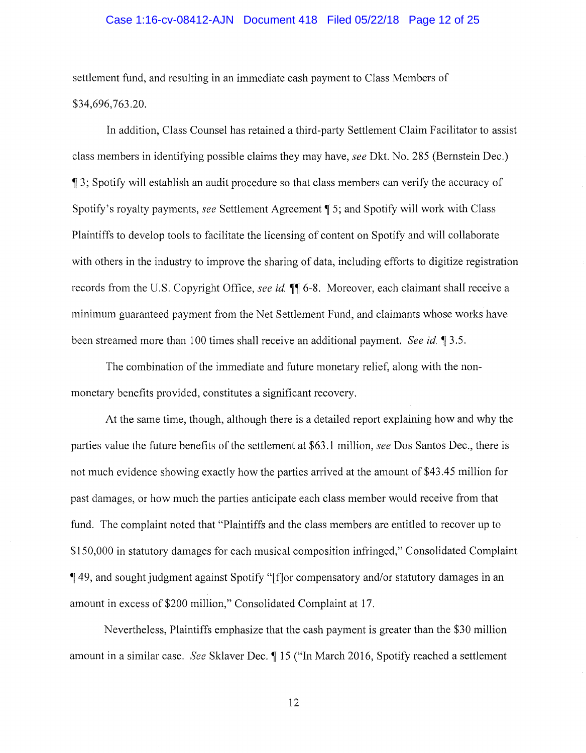settlement fund, and resulting in an immediate cash payment to Class Members of $34,696,763.20.

In addition, Class Counsel has retained a third-party Settlement Claim Facilitator to assist class members in identifying possible claims they may have, *see* Dkt. No. 285 (Bernstein Dec.) ¶ 3; Spotify will establish an audit procedure so that class members can verify the accuracy of Spotify's royalty payments, *see* Settlement Agreement ¶ 5; and Spotify will work with Class Plaintiffs to develop tools to facilitate the licensing of content on Spotify and will collaborate with others in the industry to improve the sharing of data, including efforts to digitize registration records from the U.S. Copyright Office, *see id.* ¶¶ 6-8. Moreover, each claimant shall receive a minimum guaranteed payment from the Net Settlement Fund, and claimants whose works have been streamed more than 100 times shall receive an additional payment. *See id.* ¶ 3.5.

The combination of the immediate and future monetary relief, along with the non-monetary benefits provided, constitutes a significant recovery.

At the same time, though, although there is a detailed report explaining how and why the parties value the future benefits of the settlement at $63.1 million, *see* Dos Santos Dec., there is not much evidence showing exactly how the parties arrived at the amount of $43.45 million for past damages, or how much the parties anticipate each class member would receive from that fund. The complaint noted that "Plaintiffs and the class members are entitled to recover up to $150,000 in statutory damages for each musical composition infringed," Consolidated Complaint ¶ 49, and sought judgment against Spotify "[f]or compensatory and/or statutory damages in an amount in excess of $200 million," Consolidated Complaint at 17.

Nevertheless, Plaintiffs emphasize that the cash payment is greater than the $30 million amount in a similar case. *See* Sklaver Dec. ¶ 15 ("In March 2016, Spotify reached a settlement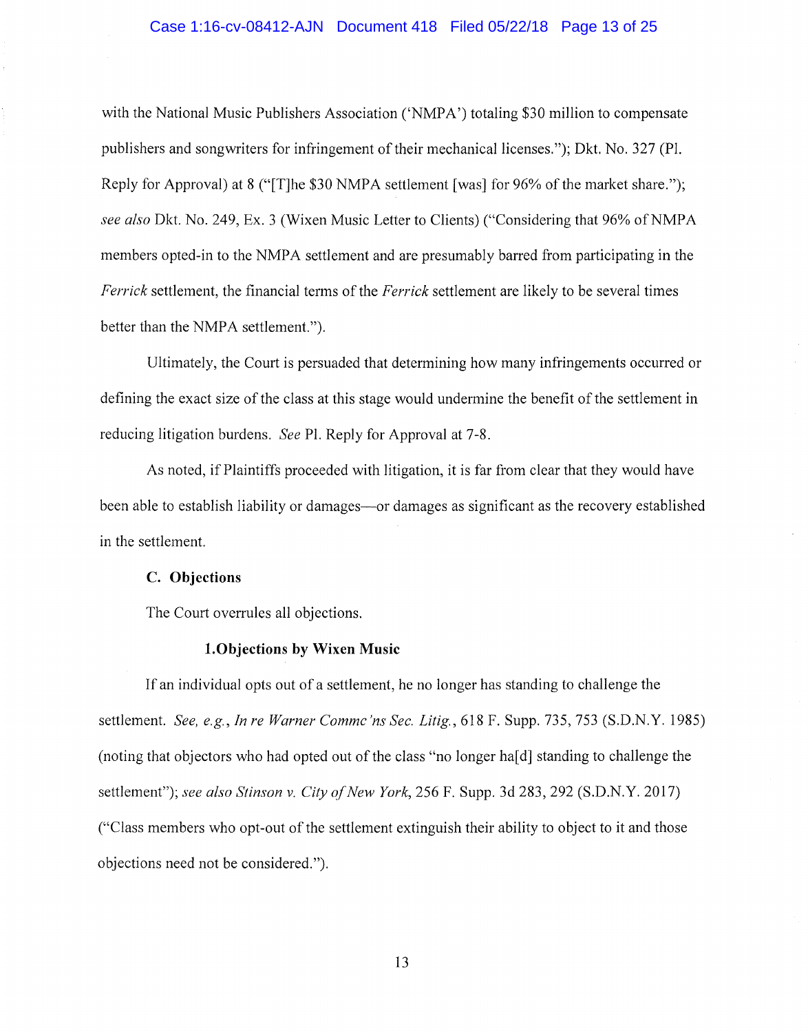with the National Music Publishers Association ('NMPA') totaling $30 million to compensate publishers and songwriters for infringement of their mechanical licenses."); Dkt. No. 327 (Pl. Reply for Approval) at 8 ("[T]he $30 NMPA settlement [was] for 96% of the market share."); *see also* Dkt. No. 249, Ex. 3 (Wixen Music Letter to Clients) ("Considering that 96% of NMPA members opted-in to the NMPA settlement and are presumably barred from participating in the *Ferrick* settlement, the financial terms of the *Ferrick* settlement are likely to be several times better than the NMPA settlement.").

Ultimately, the Court is persuaded that determining how many infringements occurred or defining the exact size of the class at this stage would undermine the benefit of the settlement in reducing litigation burdens. *See* Pl. Reply for Approval at 7-8.

As noted, if Plaintiffs proceeded with litigation, it is far from clear that they would have been able to establish liability or damages—or damages as significant as the recovery established in the settlement.

### C. Objections

The Court overrules all objections.

#### 1. Objections by Wixen Music

If an individual opts out of a settlement, he no longer has standing to challenge the settlement. *See, e.g.*, *In re Warner Commc'ns Sec. Litig.*, 618 F. Supp. 735, 753 (S.D.N.Y. 1985) (noting that objectors who had opted out of the class "no longer ha[d] standing to challenge the settlement"); *see also Stinson v. City of New York*, 256 F. Supp. 3d 283, 292 (S.D.N.Y. 2017) ("Class members who opt-out of the settlement extinguish their ability to object to it and those objections need not be considered.").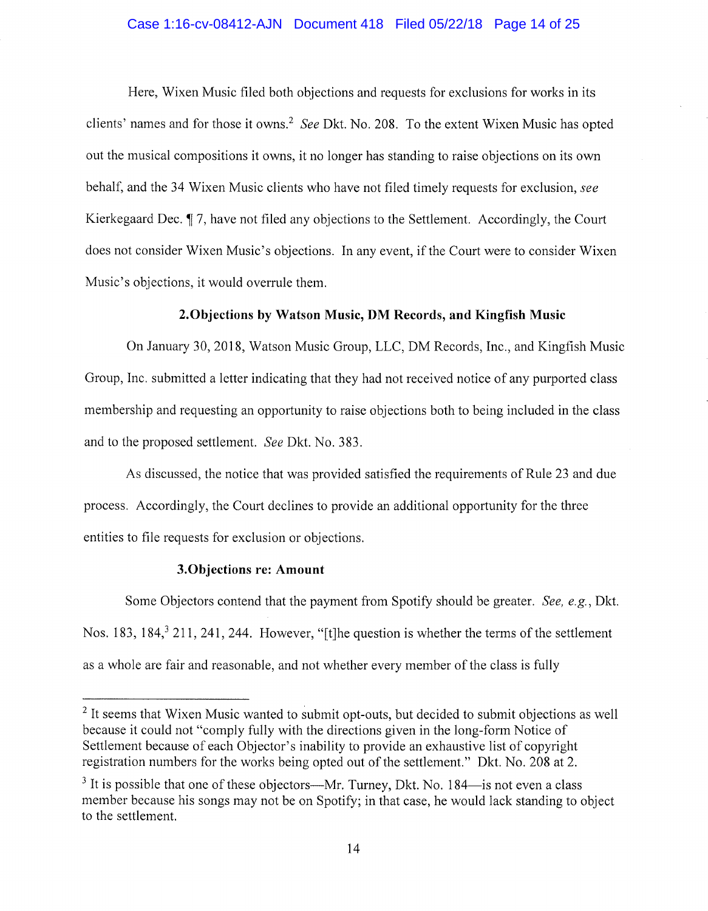Here, Wixen Music filed both objections and requests for exclusions for works in its clients' names and for those it owns.[2] *See* Dkt. No. 208. To the extent Wixen Music has opted out the musical compositions it owns, it no longer has standing to raise objections on its own behalf, and the 34 Wixen Music clients who have not filed timely requests for exclusion, *see* Kierkegaard Dec. ¶ 7, have not filed any objections to the Settlement. Accordingly, the Court does not consider Wixen Music's objections. In any event, if the Court were to consider Wixen Music's objections, it would overrule them.

**2. Objections by Watson Music, DM Records, and Kingfish Music**

On January 30, 2018, Watson Music Group, LLC, DM Records, Inc., and Kingfish Music Group, Inc. submitted a letter indicating that they had not received notice of any purported class membership and requesting an opportunity to raise objections both to being included in the class and to the proposed settlement. *See* Dkt. No. 383.

As discussed, the notice that was provided satisfied the requirements of Rule 23 and due process. Accordingly, the Court declines to provide an additional opportunity for the three entities to file requests for exclusion or objections.

**3. Objections re: Amount**

Some Objectors contend that the payment from Spotify should be greater. *See, e.g.*, Dkt. Nos. 183, 184,[3] 211, 241, 244. However, "[t]he question is whether the terms of the settlement as a whole are fair and reasonable, and not whether every member of the class is fully

---

[2] It seems that Wixen Music wanted to submit opt-outs, but decided to submit objections as well because it could not "comply fully with the directions given in the long-form Notice of Settlement because of each Objector's inability to provide an exhaustive list of copyright registration numbers for the works being opted out of the settlement." Dkt. No. 208 at 2.

[3] It is possible that one of these objectors—Mr. Turney, Dkt. No. 184—is not even a class member because his songs may not be on Spotify; in that case, he would lack standing to object to the settlement.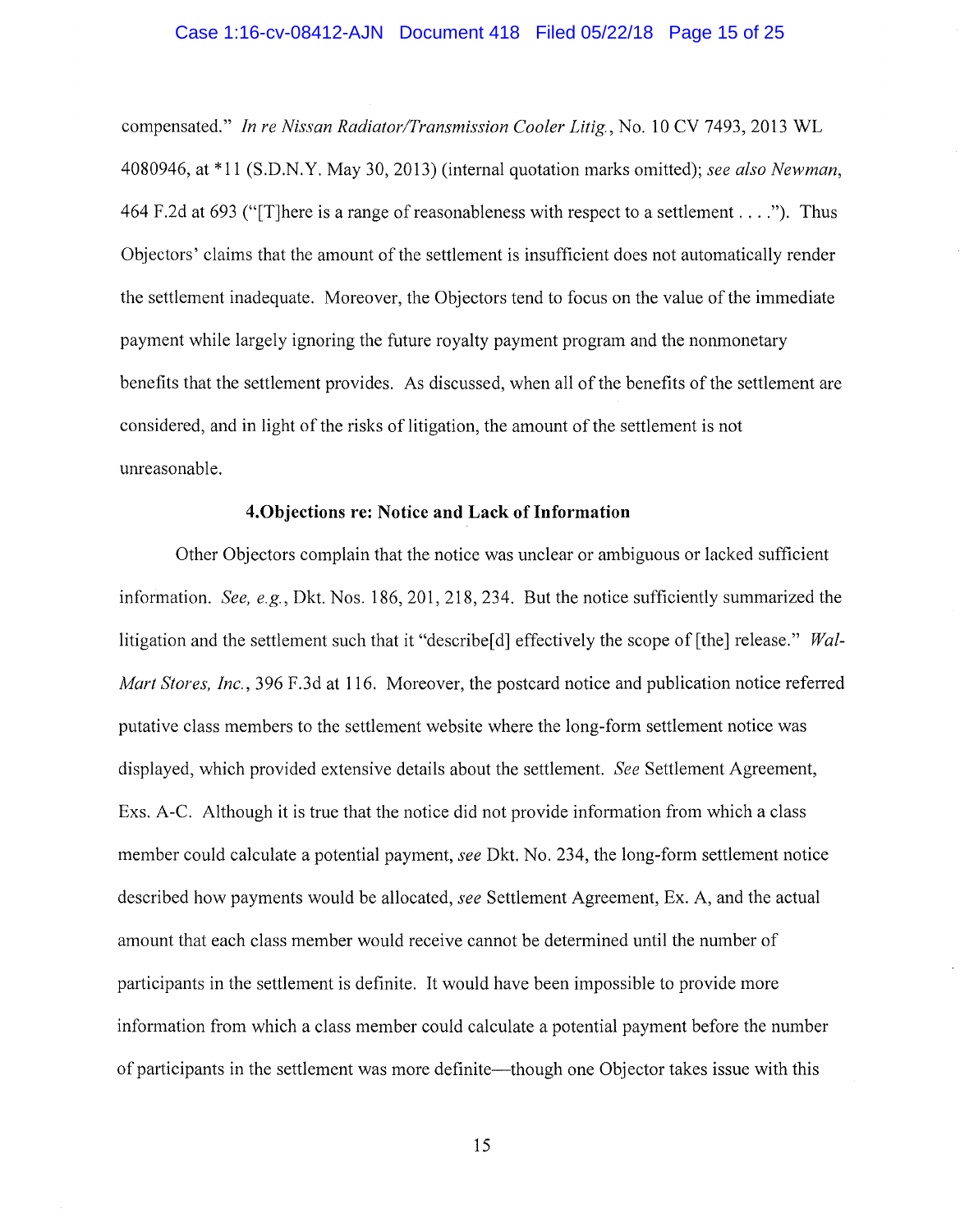compensated." *In re Nissan Radiator/Transmission Cooler Litig.*, No. 10 CV 7493, 2013 WL 4080946, at *11 (S.D.N.Y. May 30, 2013) (internal quotation marks omitted); *see also Newman*, 464 F.2d at 693 ("[T]here is a range of reasonableness with respect to a settlement . . . ."). Thus Objectors' claims that the amount of the settlement is insufficient does not automatically render the settlement inadequate. Moreover, the Objectors tend to focus on the value of the immediate payment while largely ignoring the future royalty payment program and the nonmonetary benefits that the settlement provides. As discussed, when all of the benefits of the settlement are considered, and in light of the risks of litigation, the amount of the settlement is not unreasonable.

**4.Objections re: Notice and Lack of Information**

Other Objectors complain that the notice was unclear or ambiguous or lacked sufficient information. *See, e.g.*, Dkt. Nos. 186, 201, 218, 234. But the notice sufficiently summarized the litigation and the settlement such that it "describe[d] effectively the scope of [the] release." *Wal-Mart Stores, Inc.*, 396 F.3d at 116. Moreover, the postcard notice and publication notice referred putative class members to the settlement website where the long-form settlement notice was displayed, which provided extensive details about the settlement. *See* Settlement Agreement, Exs. A-C. Although it is true that the notice did not provide information from which a class member could calculate a potential payment, *see* Dkt. No. 234, the long-form settlement notice described how payments would be allocated, *see* Settlement Agreement, Ex. A, and the actual amount that each class member would receive cannot be determined until the number of participants in the settlement is definite. It would have been impossible to provide more information from which a class member could calculate a potential payment before the number of participants in the settlement was more definite—though one Objector takes issue with this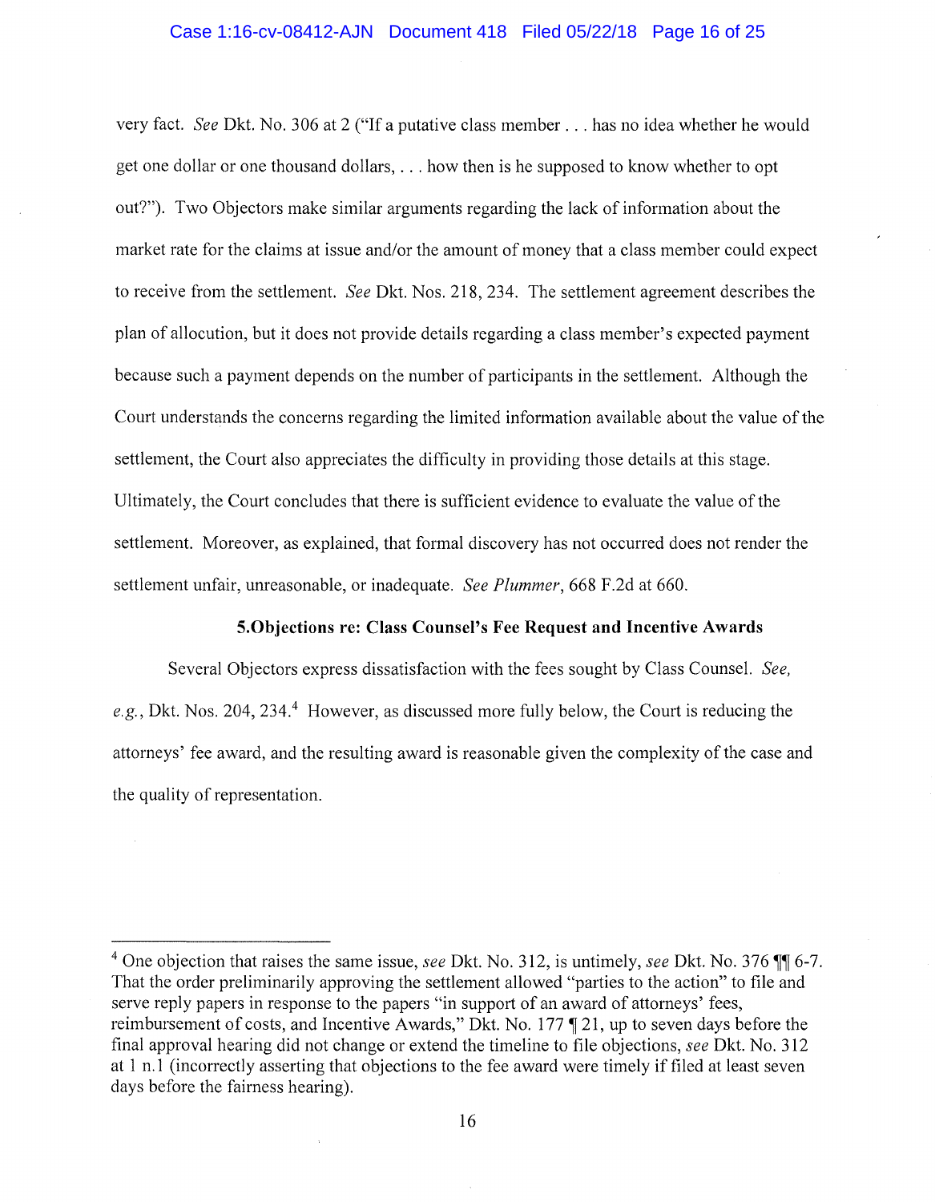very fact. *See* Dkt. No. 306 at 2 ("If a putative class member . . . has no idea whether he would get one dollar or one thousand dollars, . . . how then is he supposed to know whether to opt out?"). Two Objectors make similar arguments regarding the lack of information about the market rate for the claims at issue and/or the amount of money that a class member could expect to receive from the settlement. *See* Dkt. Nos. 218, 234. The settlement agreement describes the plan of allocution, but it does not provide details regarding a class member's expected payment because such a payment depends on the number of participants in the settlement. Although the Court understands the concerns regarding the limited information available about the value of the settlement, the Court also appreciates the difficulty in providing those details at this stage. Ultimately, the Court concludes that there is sufficient evidence to evaluate the value of the settlement. Moreover, as explained, that formal discovery has not occurred does not render the settlement unfair, unreasonable, or inadequate. *See Plummer*, 668 F.2d at 660.

**5. Objections re: Class Counsel's Fee Request and Incentive Awards**

Several Objectors express dissatisfaction with the fees sought by Class Counsel. *See, e.g.*, Dkt. Nos. 204, 234.[4] However, as discussed more fully below, the Court is reducing the attorneys' fee award, and the resulting award is reasonable given the complexity of the case and the quality of representation.

---

[4] One objection that raises the same issue, *see* Dkt. No. 312, is untimely, *see* Dkt. No. 376 ¶¶ 6-7. That the order preliminarily approving the settlement allowed "parties to the action" to file and serve reply papers in response to the papers "in support of an award of attorneys' fees, reimbursement of costs, and Incentive Awards," Dkt. No. 177 ¶ 21, up to seven days before the final approval hearing did not change or extend the timeline to file objections, *see* Dkt. No. 312 at 1 n.1 (incorrectly asserting that objections to the fee award were timely if filed at least seven days before the fairness hearing).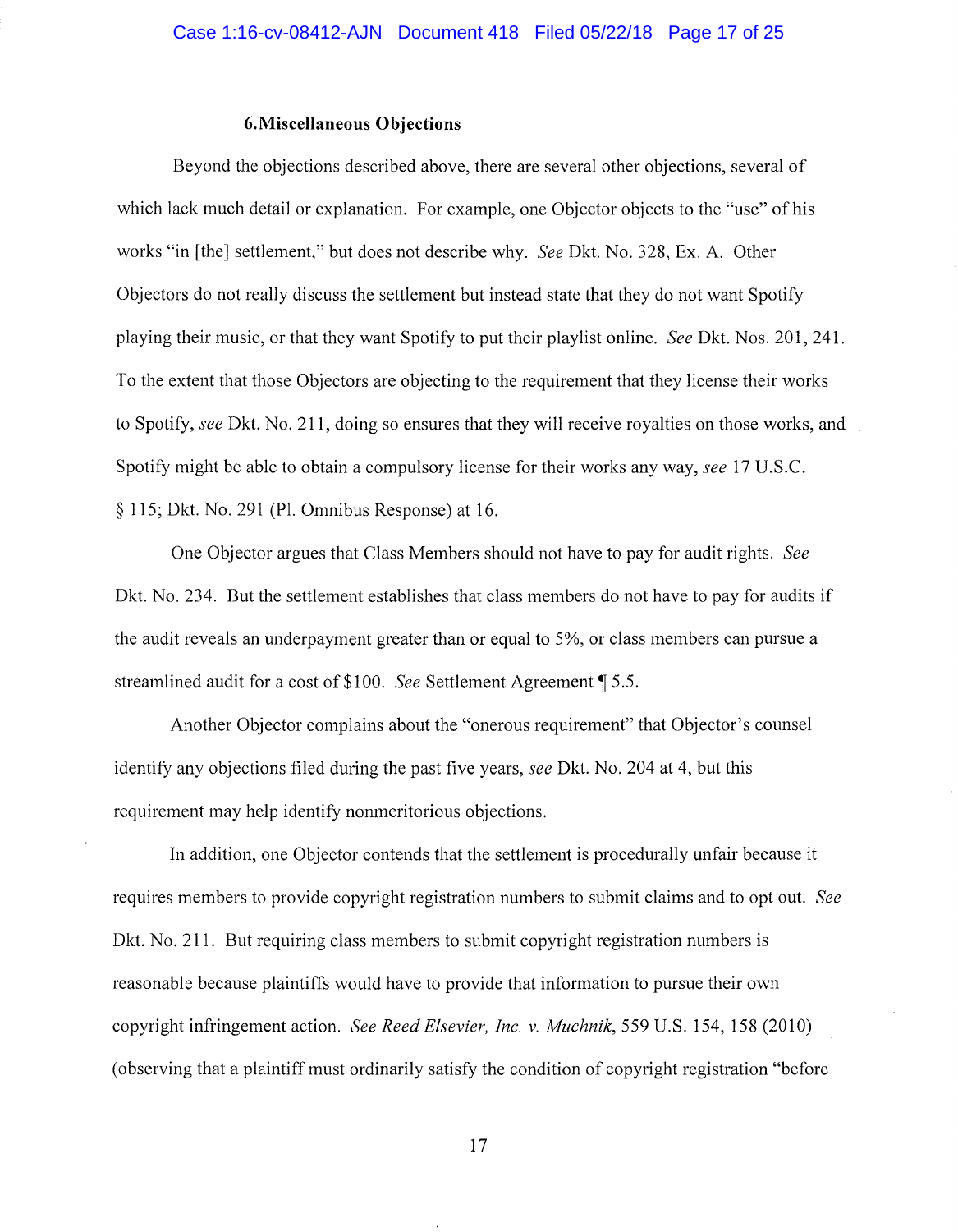### 6. Miscellaneous Objections

Beyond the objections described above, there are several other objections, several of which lack much detail or explanation. For example, one Objector objects to the "use" of his works "in [the] settlement," but does not describe why. *See* Dkt. No. 328, Ex. A. Other Objectors do not really discuss the settlement but instead state that they do not want Spotify playing their music, or that they want Spotify to put their playlist online. *See* Dkt. Nos. 201, 241. To the extent that those Objectors are objecting to the requirement that they license their works to Spotify, *see* Dkt. No. 211, doing so ensures that they will receive royalties on those works, and Spotify might be able to obtain a compulsory license for their works any way, *see* 17 U.S.C. § 115; Dkt. No. 291 (Pl. Omnibus Response) at 16.

One Objector argues that Class Members should not have to pay for audit rights. *See* Dkt. No. 234. But the settlement establishes that class members do not have to pay for audits if the audit reveals an underpayment greater than or equal to 5%, or class members can pursue a streamlined audit for a cost of $100. *See* Settlement Agreement ¶ 5.5.

Another Objector complains about the "onerous requirement" that Objector's counsel identify any objections filed during the past five years, *see* Dkt. No. 204 at 4, but this requirement may help identify nonmeritorious objections.

In addition, one Objector contends that the settlement is procedurally unfair because it requires members to provide copyright registration numbers to submit claims and to opt out. *See* Dkt. No. 211. But requiring class members to submit copyright registration numbers is reasonable because plaintiffs would have to provide that information to pursue their own copyright infringement action. *See Reed Elsevier, Inc. v. Muchnik*, 559 U.S. 154, 158 (2010) (observing that a plaintiff must ordinarily satisfy the condition of copyright registration "before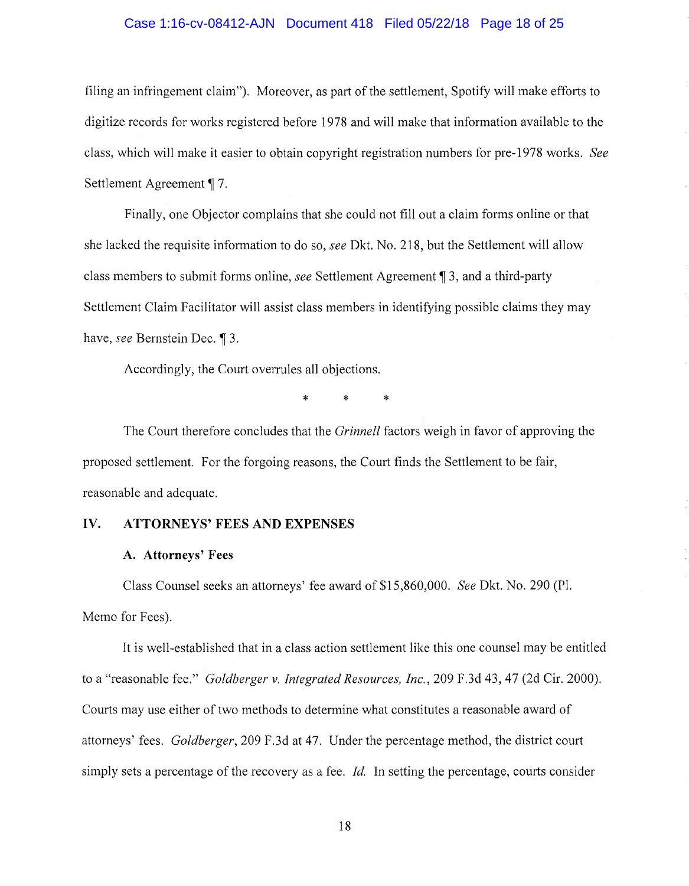filing an infringement claim"). Moreover, as part of the settlement, Spotify will make efforts to digitize records for works registered before 1978 and will make that information available to the class, which will make it easier to obtain copyright registration numbers for pre-1978 works. *See* Settlement Agreement ¶ 7.

Finally, one Objector complains that she could not fill out a claim forms online or that she lacked the requisite information to do so, *see* Dkt. No. 218, but the Settlement will allow class members to submit forms online, *see* Settlement Agreement ¶ 3, and a third-party Settlement Claim Facilitator will assist class members in identifying possible claims they may have, *see* Bernstein Dec. ¶ 3.

Accordingly, the Court overrules all objections.

\* \* \*

The Court therefore concludes that the *Grinnell* factors weigh in favor of approving the proposed settlement. For the forgoing reasons, the Court finds the Settlement to be fair, reasonable and adequate.

## IV. ATTORNEYS' FEES AND EXPENSES

### A. Attorneys' Fees

Class Counsel seeks an attorneys' fee award of $15,860,000. *See* Dkt. No. 290 (Pl. Memo for Fees).

It is well-established that in a class action settlement like this one counsel may be entitled to a "reasonable fee." *Goldberger v. Integrated Resources, Inc.*, 209 F.3d 43, 47 (2d Cir. 2000). Courts may use either of two methods to determine what constitutes a reasonable award of attorneys' fees. *Goldberger*, 209 F.3d at 47. Under the percentage method, the district court simply sets a percentage of the recovery as a fee. *Id.* In setting the percentage, courts consider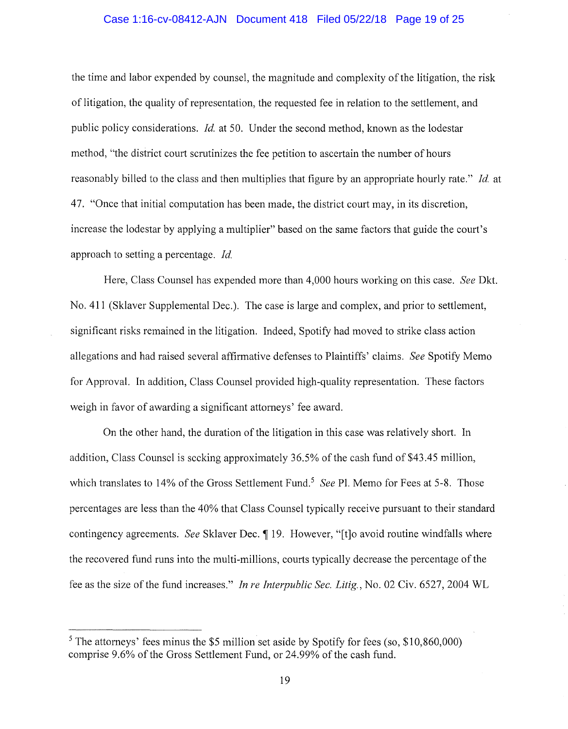the time and labor expended by counsel, the magnitude and complexity of the litigation, the risk of litigation, the quality of representation, the requested fee in relation to the settlement, and public policy considerations. *Id.* at 50. Under the second method, known as the lodestar method, "the district court scrutinizes the fee petition to ascertain the number of hours reasonably billed to the class and then multiplies that figure by an appropriate hourly rate." *Id.* at 47. "Once that initial computation has been made, the district court may, in its discretion, increase the lodestar by applying a multiplier" based on the same factors that guide the court's approach to setting a percentage. *Id.*

Here, Class Counsel has expended more than 4,000 hours working on this case. *See* Dkt. No. 411 (Sklaver Supplemental Dec.). The case is large and complex, and prior to settlement, significant risks remained in the litigation. Indeed, Spotify had moved to strike class action allegations and had raised several affirmative defenses to Plaintiffs' claims. *See* Spotify Memo for Approval. In addition, Class Counsel provided high-quality representation. These factors weigh in favor of awarding a significant attorneys' fee award.

On the other hand, the duration of the litigation in this case was relatively short. In addition, Class Counsel is seeking approximately 36.5% of the cash fund of $43.45 million, which translates to 14% of the Gross Settlement Fund.[5] *See* Pl. Memo for Fees at 5-8. Those percentages are less than the 40% that Class Counsel typically receive pursuant to their standard contingency agreements. *See* Sklaver Dec. ¶ 19. However, "[t]o avoid routine windfalls where the recovered fund runs into the multi-millions, courts typically decrease the percentage of the fee as the size of the fund increases." *In re Interpublic Sec. Litig.*, No. 02 Civ. 6527, 2004 WL

---

[5] The attorneys' fees minus the $5 million set aside by Spotify for fees (so, $10,860,000) comprise 9.6% of the Gross Settlement Fund, or 24.99% of the cash fund.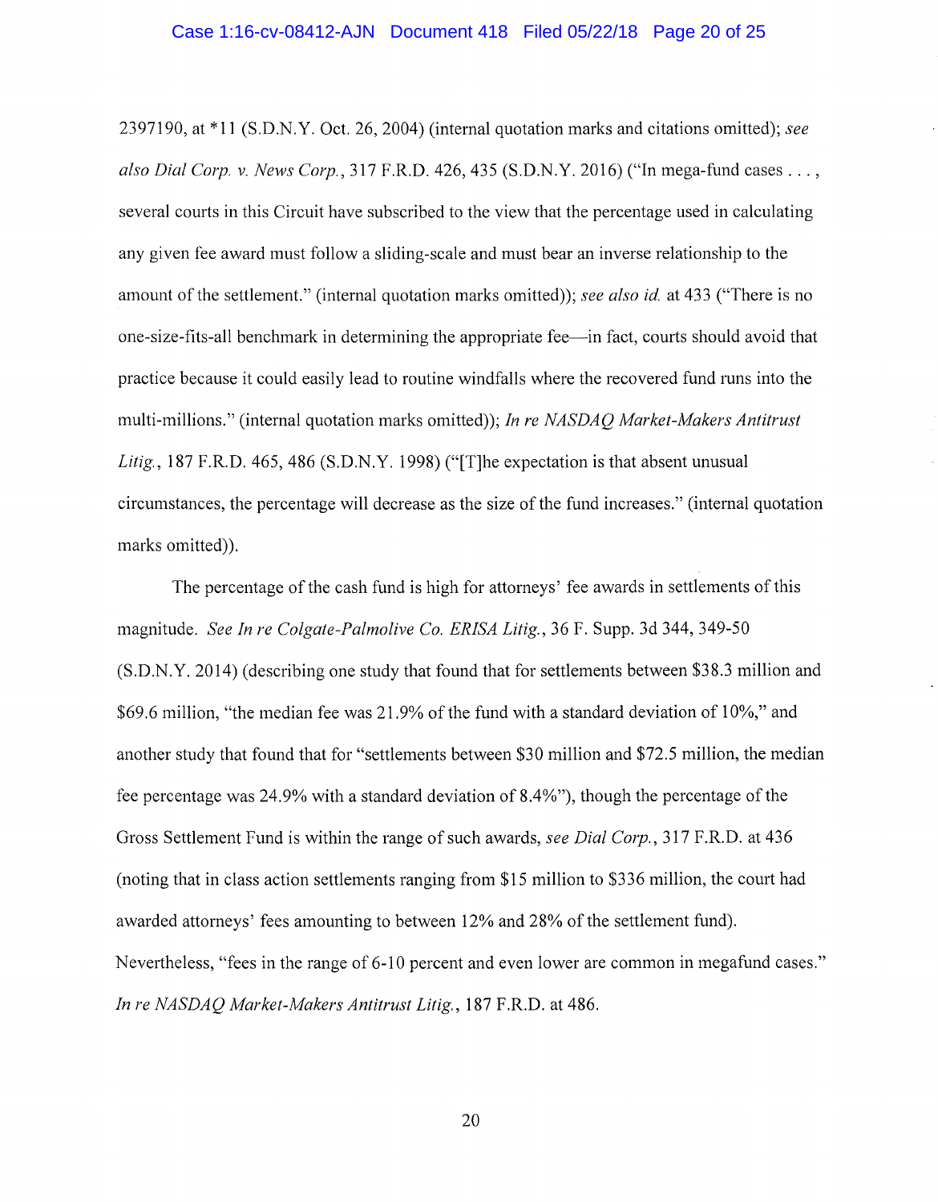2397190, at *11 (S.D.N.Y. Oct. 26, 2004) (internal quotation marks and citations omitted); *see also Dial Corp. v. News Corp.*, 317 F.R.D. 426, 435 (S.D.N.Y. 2016) ("In mega-fund cases . . . , several courts in this Circuit have subscribed to the view that the percentage used in calculating any given fee award must follow a sliding-scale and must bear an inverse relationship to the amount of the settlement." (internal quotation marks omitted)); *see also id.* at 433 ("There is no one-size-fits-all benchmark in determining the appropriate fee—in fact, courts should avoid that practice because it could easily lead to routine windfalls where the recovered fund runs into the multi-millions." (internal quotation marks omitted)); *In re NASDAQ Market-Makers Antitrust Litig.*, 187 F.R.D. 465, 486 (S.D.N.Y. 1998) ("[T]he expectation is that absent unusual circumstances, the percentage will decrease as the size of the fund increases." (internal quotation marks omitted)).

The percentage of the cash fund is high for attorneys' fee awards in settlements of this magnitude. *See In re Colgate-Palmolive Co. ERISA Litig.*, 36 F. Supp. 3d 344, 349-50 (S.D.N.Y. 2014) (describing one study that found that for settlements between $38.3 million and $69.6 million, "the median fee was 21.9% of the fund with a standard deviation of 10%," and another study that found that for "settlements between $30 million and $72.5 million, the median fee percentage was 24.9% with a standard deviation of 8.4%"), though the percentage of the Gross Settlement Fund is within the range of such awards, *see Dial Corp.*, 317 F.R.D. at 436 (noting that in class action settlements ranging from $15 million to $336 million, the court had awarded attorneys' fees amounting to between 12% and 28% of the settlement fund). Nevertheless, "fees in the range of 6-10 percent and even lower are common in megafund cases." *In re NASDAQ Market-Makers Antitrust Litig.*, 187 F.R.D. at 486.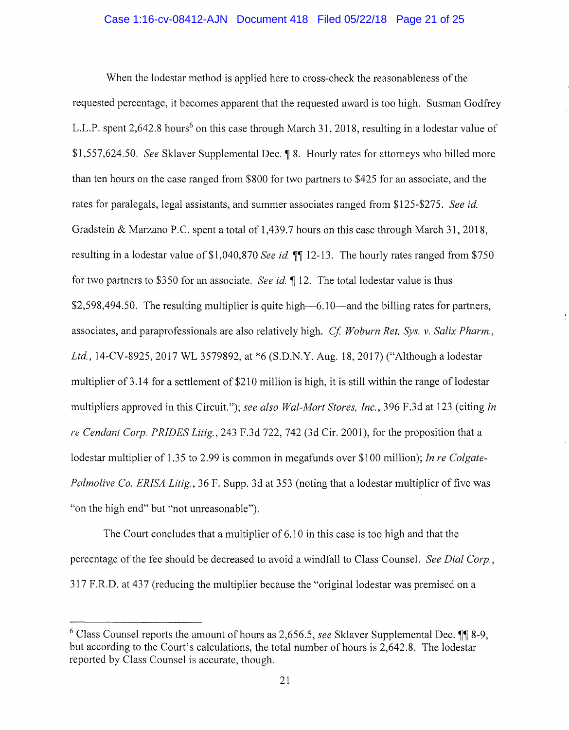When the lodestar method is applied here to cross-check the reasonableness of the requested percentage, it becomes apparent that the requested award is too high. Susman Godfrey L.L.P. spent 2,642.8 hours[6] on this case through March 31, 2018, resulting in a lodestar value of $1,557,624.50. *See* Sklaver Supplemental Dec. ¶ 8. Hourly rates for attorneys who billed more than ten hours on the case ranged from $800 for two partners to $425 for an associate, and the rates for paralegals, legal assistants, and summer associates ranged from $125-$275. *See id.* Gradstein & Marzano P.C. spent a total of 1,439.7 hours on this case through March 31, 2018, resulting in a lodestar value of $1,040,870 *See id.* ¶¶ 12-13. The hourly rates ranged from $750 for two partners to $350 for an associate. *See id.* ¶ 12. The total lodestar value is thus $2,598,494.50. The resulting multiplier is quite high—6.10—and the billing rates for partners, associates, and paraprofessionals are also relatively high. *Cf. Woburn Ret. Sys. v. Salix Pharm., Ltd.*, 14-CV-8925, 2017 WL 3579892, at *6 (S.D.N.Y. Aug. 18, 2017) ("Although a lodestar multiplier of 3.14 for a settlement of $210 million is high, it is still within the range of lodestar multipliers approved in this Circuit."); *see also Wal-Mart Stores, Inc.*, 396 F.3d at 123 (citing *In re Cendant Corp. PRIDES Litig.*, 243 F.3d 722, 742 (3d Cir. 2001), for the proposition that a lodestar multiplier of 1.35 to 2.99 is common in megafunds over $100 million); *In re Colgate-Palmolive Co. ERISA Litig.*, 36 F. Supp. 3d at 353 (noting that a lodestar multiplier of five was "on the high end" but "not unreasonable").

The Court concludes that a multiplier of 6.10 in this case is too high and that the percentage of the fee should be decreased to avoid a windfall to Class Counsel. *See Dial Corp.*, 317 F.R.D. at 437 (reducing the multiplier because the "original lodestar was premised on a

---

[6] Class Counsel reports the amount of hours as 2,656.5, *see* Sklaver Supplemental Dec. ¶¶ 8-9, but according to the Court's calculations, the total number of hours is 2,642.8. The lodestar reported by Class Counsel is accurate, though.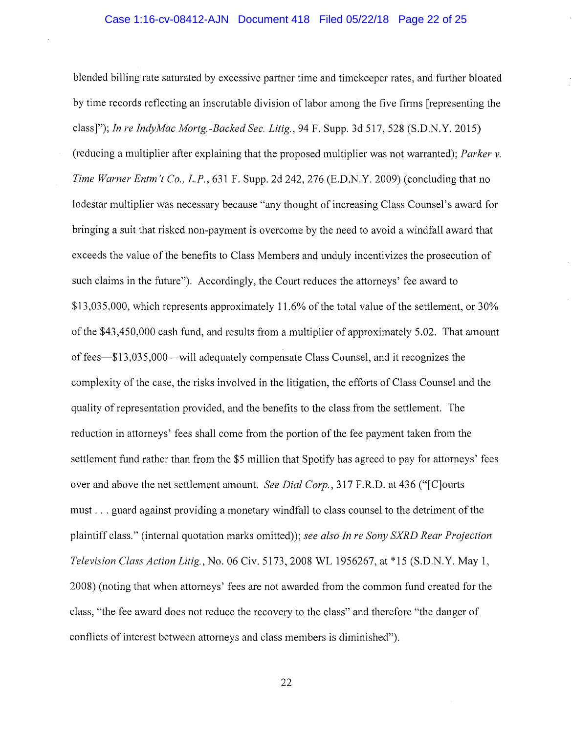blended billing rate saturated by excessive partner time and timekeeper rates, and further bloated by time records reflecting an inscrutable division of labor among the five firms [representing the class]"); *In re IndyMac Mortg.-Backed Sec. Litig.*, 94 F. Supp. 3d 517, 528 (S.D.N.Y. 2015) (reducing a multiplier after explaining that the proposed multiplier was not warranted); *Parker v. Time Warner Entm't Co., L.P.*, 631 F. Supp. 2d 242, 276 (E.D.N.Y. 2009) (concluding that no lodestar multiplier was necessary because "any thought of increasing Class Counsel's award for bringing a suit that risked non-payment is overcome by the need to avoid a windfall award that exceeds the value of the benefits to Class Members and unduly incentivizes the prosecution of such claims in the future"). Accordingly, the Court reduces the attorneys' fee award to $13,035,000, which represents approximately 11.6% of the total value of the settlement, or 30% of the $43,450,000 cash fund, and results from a multiplier of approximately 5.02. That amount of fees—$13,035,000—will adequately compensate Class Counsel, and it recognizes the complexity of the case, the risks involved in the litigation, the efforts of Class Counsel and the quality of representation provided, and the benefits to the class from the settlement. The reduction in attorneys' fees shall come from the portion of the fee payment taken from the settlement fund rather than from the $5 million that Spotify has agreed to pay for attorneys' fees over and above the net settlement amount. *See Dial Corp.*, 317 F.R.D. at 436 ("[C]ourts must . . . guard against providing a monetary windfall to class counsel to the detriment of the plaintiff class." (internal quotation marks omitted)); *see also In re Sony SXRD Rear Projection Television Class Action Litig.*, No. 06 Civ. 5173, 2008 WL 1956267, at *15 (S.D.N.Y. May 1, 2008) (noting that when attorneys' fees are not awarded from the common fund created for the class, "the fee award does not reduce the recovery to the class" and therefore "the danger of conflicts of interest between attorneys and class members is diminished").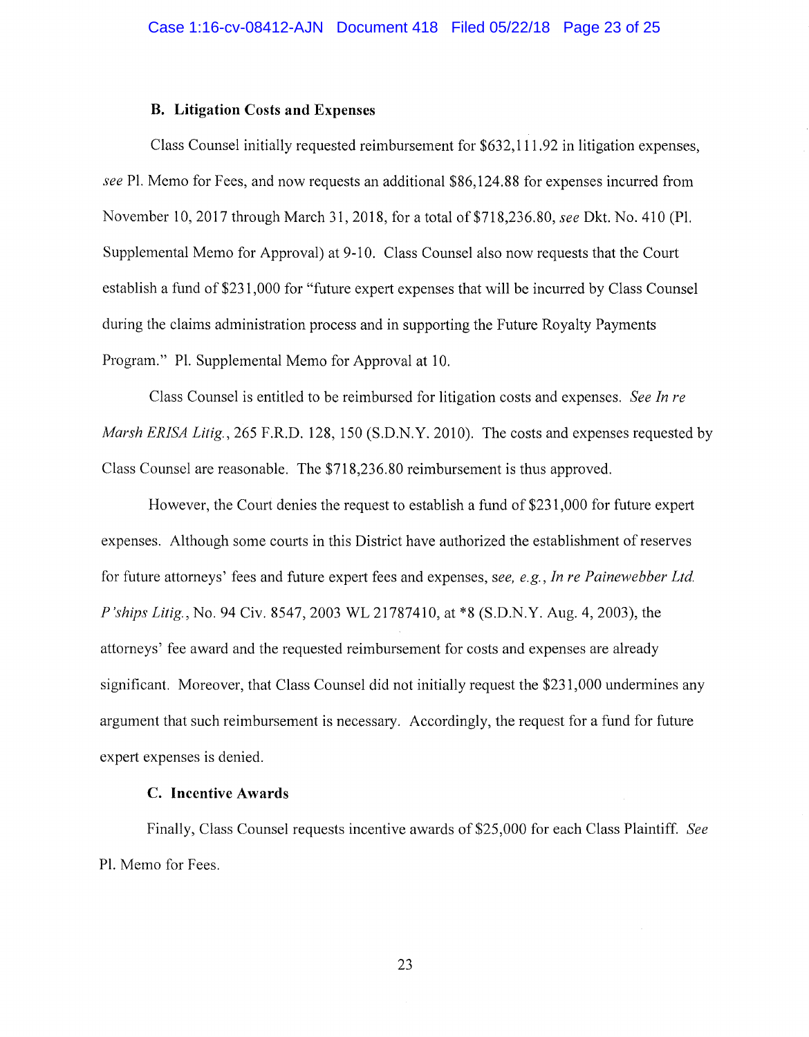### B. Litigation Costs and Expenses

Class Counsel initially requested reimbursement for $632,111.92 in litigation expenses, *see* Pl. Memo for Fees, and now requests an additional $86,124.88 for expenses incurred from November 10, 2017 through March 31, 2018, for a total of $718,236.80, *see* Dkt. No. 410 (Pl. Supplemental Memo for Approval) at 9-10. Class Counsel also now requests that the Court establish a fund of $231,000 for "future expert expenses that will be incurred by Class Counsel during the claims administration process and in supporting the Future Royalty Payments Program." Pl. Supplemental Memo for Approval at 10.

Class Counsel is entitled to be reimbursed for litigation costs and expenses. *See In re Marsh ERISA Litig.*, 265 F.R.D. 128, 150 (S.D.N.Y. 2010). The costs and expenses requested by Class Counsel are reasonable. The $718,236.80 reimbursement is thus approved.

However, the Court denies the request to establish a fund of $231,000 for future expert expenses. Although some courts in this District have authorized the establishment of reserves for future attorneys' fees and future expert fees and expenses, *see, e.g.*, *In re Painewebber Ltd. P'ships Litig.*, No. 94 Civ. 8547, 2003 WL 21787410, at *8 (S.D.N.Y. Aug. 4, 2003), the attorneys' fee award and the requested reimbursement for costs and expenses are already significant. Moreover, that Class Counsel did not initially request the $231,000 undermines any argument that such reimbursement is necessary. Accordingly, the request for a fund for future expert expenses is denied.

### C. Incentive Awards

Finally, Class Counsel requests incentive awards of $25,000 for each Class Plaintiff. *See* Pl. Memo for Fees.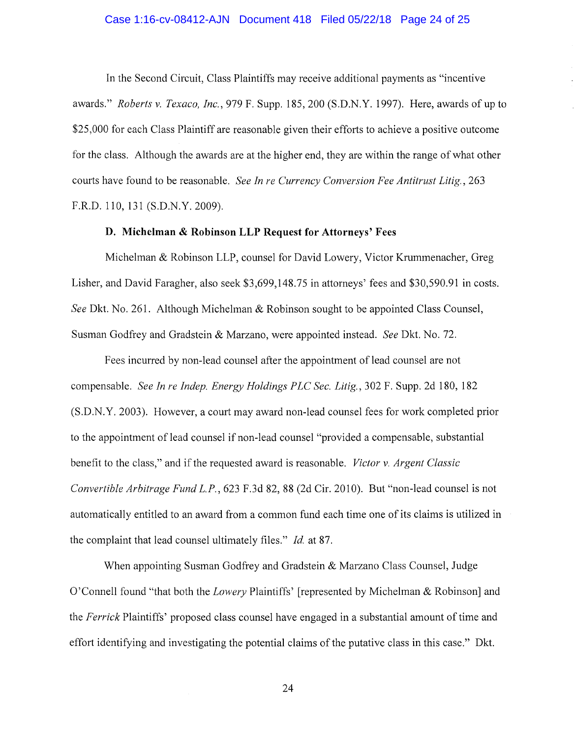In the Second Circuit, Class Plaintiffs may receive additional payments as "incentive awards." *Roberts v. Texaco, Inc.*, 979 F. Supp. 185, 200 (S.D.N.Y. 1997). Here, awards of up to $25,000 for each Class Plaintiff are reasonable given their efforts to achieve a positive outcome for the class. Although the awards are at the higher end, they are within the range of what other courts have found to be reasonable. *See In re Currency Conversion Fee Antitrust Litig.*, 263 F.R.D. 110, 131 (S.D.N.Y. 2009).

**D. Michelman & Robinson LLP Request for Attorneys' Fees**

Michelman & Robinson LLP, counsel for David Lowery, Victor Krummenacher, Greg Lisher, and David Faragher, also seek $3,699,148.75 in attorneys' fees and $30,590.91 in costs. *See* Dkt. No. 261. Although Michelman & Robinson sought to be appointed Class Counsel, Susman Godfrey and Gradstein & Marzano, were appointed instead. *See* Dkt. No. 72.

Fees incurred by non-lead counsel after the appointment of lead counsel are not compensable. *See In re Indep. Energy Holdings PLC Sec. Litig.*, 302 F. Supp. 2d 180, 182 (S.D.N.Y. 2003). However, a court may award non-lead counsel fees for work completed prior to the appointment of lead counsel if non-lead counsel "provided a compensable, substantial benefit to the class," and if the requested award is reasonable. *Victor v. Argent Classic Convertible Arbitrage Fund L.P.*, 623 F.3d 82, 88 (2d Cir. 2010). But "non-lead counsel is not automatically entitled to an award from a common fund each time one of its claims is utilized in the complaint that lead counsel ultimately files." *Id.* at 87.

When appointing Susman Godfrey and Gradstein & Marzano Class Counsel, Judge O'Connell found "that both the *Lowery* Plaintiffs' [represented by Michelman & Robinson] and the *Ferrick* Plaintiffs' proposed class counsel have engaged in a substantial amount of time and effort identifying and investigating the potential claims of the putative class in this case." Dkt.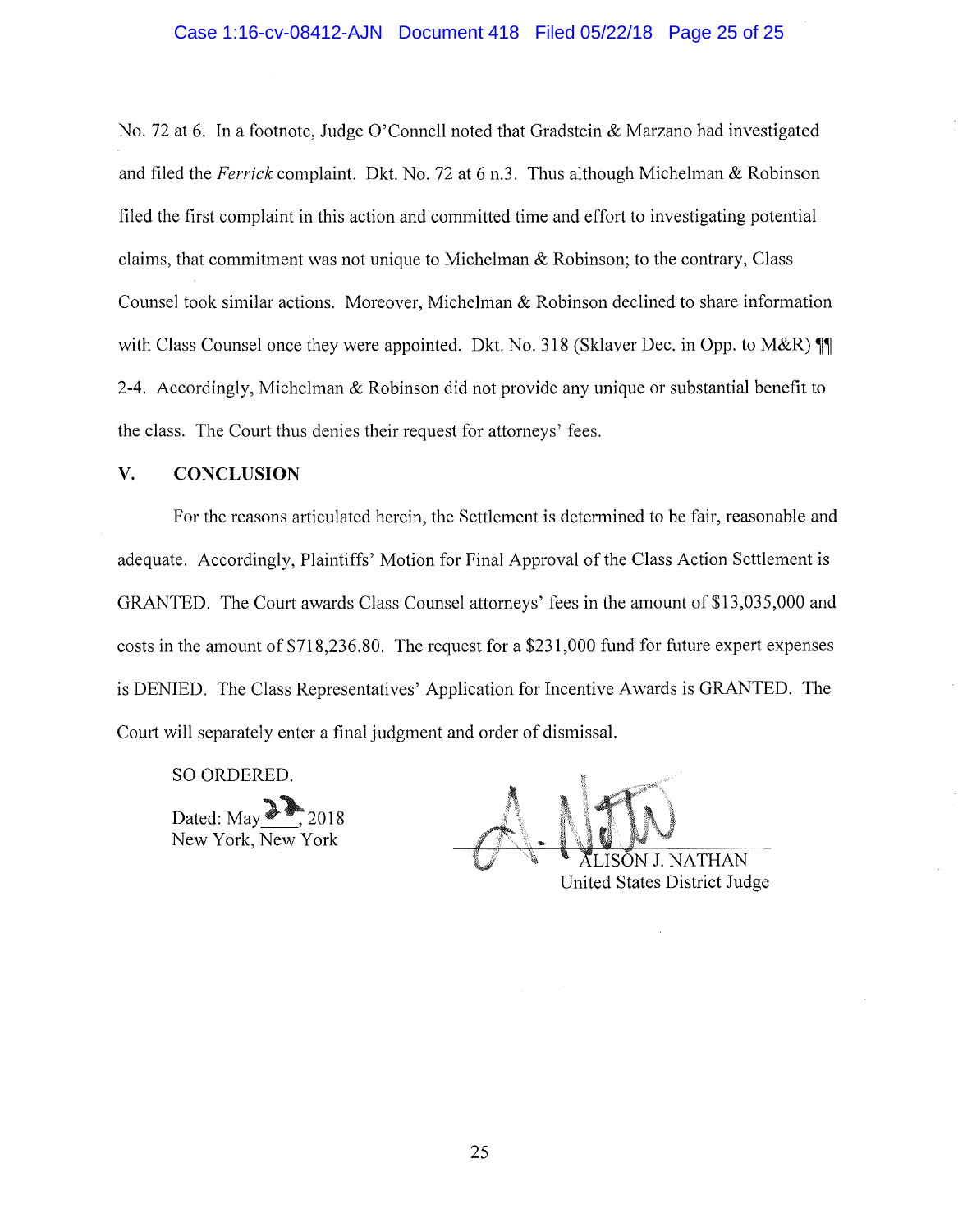No. 72 at 6. In a footnote, Judge O'Connell noted that Gradstein & Marzano had investigated and filed the *Ferrick* complaint. Dkt. No. 72 at 6 n.3. Thus although Michelman & Robinson filed the first complaint in this action and committed time and effort to investigating potential claims, that commitment was not unique to Michelman & Robinson; to the contrary, Class Counsel took similar actions. Moreover, Michelman & Robinson declined to share information with Class Counsel once they were appointed. Dkt. No. 318 (Sklaver Dec. in Opp. to M&R) ¶¶ 2-4. Accordingly, Michelman & Robinson did not provide any unique or substantial benefit to the class. The Court thus denies their request for attorneys' fees.

## V. CONCLUSION

For the reasons articulated herein, the Settlement is determined to be fair, reasonable and adequate. Accordingly, Plaintiffs' Motion for Final Approval of the Class Action Settlement is GRANTED. The Court awards Class Counsel attorneys' fees in the amount of $13,035,000 and costs in the amount of $718,236.80. The request for a $231,000 fund for future expert expenses is DENIED. The Class Representatives' Application for Incentive Awards is GRANTED. The Court will separately enter a final judgment and order of dismissal.

SO ORDERED.

Dated: May 22, 2018
New York, New York

ALISON J. NATHAN
United States District Judge